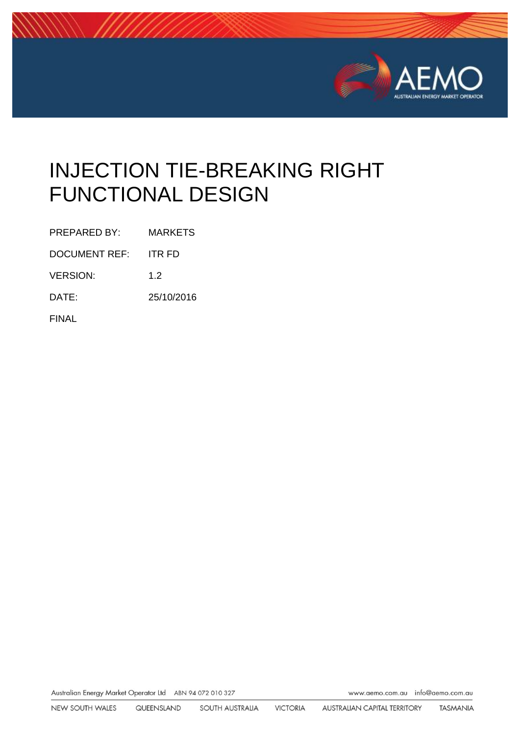# INJECTION TIE-BREAKING RIGHT FUNCTIONAL DESIGN

| | |
|---|---|
| PREPARED BY: | MARKETS |
| DOCUMENT REF: | ITR FD |
| VERSION: | 1.2 |
| DATE: | 25/10/2016 |

FINAL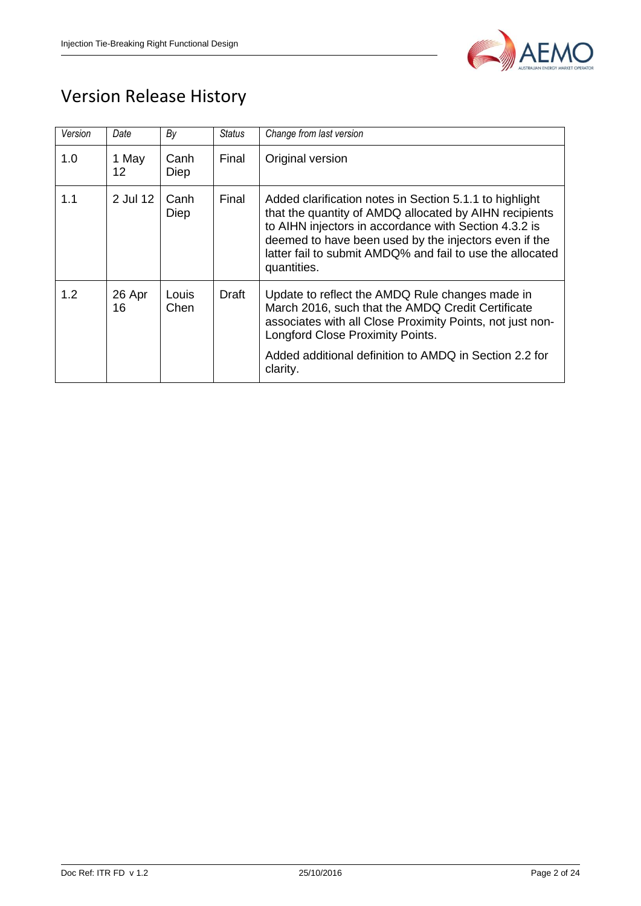# Version Release History

| *Version* | *Date* | *By* | *Status* | *Change from last version* |
|---|---|---|---|---|
| 1.0 | 1 May 12 | Canh Diep | Final | Original version |
| 1.1 | 2 Jul 12 | Canh Diep | Final | Added clarification notes in Section 5.1.1 to highlight that the quantity of AMDQ allocated by AIHN recipients to AIHN injectors in accordance with Section 4.3.2 is deemed to have been used by the injectors even if the latter fail to submit AMDQ% and fail to use the allocated quantities. |
| 1.2 | 26 Apr 16 | Louis Chen | Draft | Update to reflect the AMDQ Rule changes made in March 2016, such that the AMDQ Credit Certificate associates with all Close Proximity Points, not just non-Longford Close Proximity Points.<br><br>Added additional definition to AMDQ in Section 2.2 for clarity. |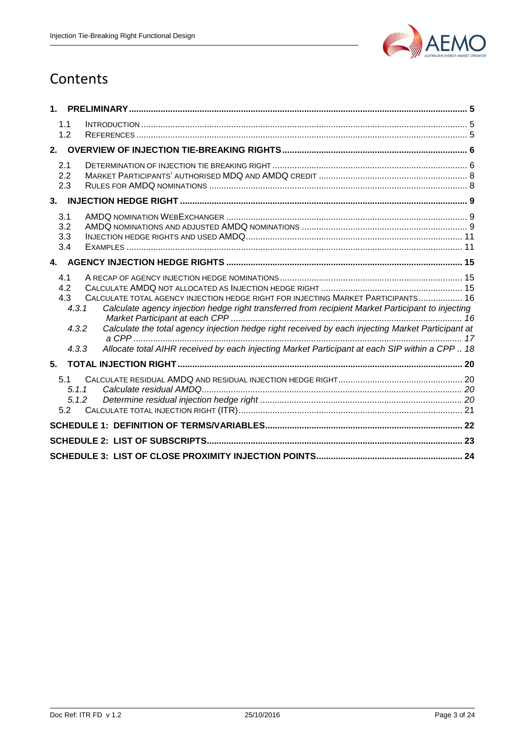# Contents

- **1. PRELIMINARY** ..... 5
  - 1.1 INTRODUCTION ..... 5
  - 1.2 REFERENCES ..... 5
- **2. OVERVIEW OF INJECTION TIE-BREAKING RIGHTS** ..... 6
  - 2.1 DETERMINATION OF INJECTION TIE BREAKING RIGHT ..... 6
  - 2.2 MARKET PARTICIPANTS' AUTHORISED MDQ AND AMDQ CREDIT ..... 8
  - 2.3 RULES FOR AMDQ NOMINATIONS ..... 8
- **3. INJECTION HEDGE RIGHT** ..... 9
  - 3.1 AMDQ NOMINATION WEBEXCHANGER ..... 9
  - 3.2 AMDQ NOMINATIONS AND ADJUSTED AMDQ NOMINATIONS ..... 9
  - 3.3 INJECTION HEDGE RIGHTS AND USED AMDQ ..... 11
  - 3.4 EXAMPLES ..... 11
- **4. AGENCY INJECTION HEDGE RIGHTS** ..... 15
  - 4.1 A RECAP OF AGENCY INJECTION HEDGE NOMINATIONS ..... 15
  - 4.2 CALCULATE AMDQ NOT ALLOCATED AS INJECTION HEDGE RIGHT ..... 15
  - 4.3 CALCULATE TOTAL AGENCY INJECTION HEDGE RIGHT FOR INJECTING MARKET PARTICIPANTS ..... 16
    - *4.3.1 Calculate agency injection hedge right transferred from recipient Market Participant to injecting Market Participant at each CPP* ..... 16
    - *4.3.2 Calculate the total agency injection hedge right received by each injecting Market Participant at a CPP* ..... 17
    - *4.3.3 Allocate total AIHR received by each injecting Market Participant at each SIP within a CPP* .. 18
- **5. TOTAL INJECTION RIGHT** ..... 20
  - 5.1 CALCULATE RESIDUAL AMDQ AND RESIDUAL INJECTION HEDGE RIGHT ..... 20
    - *5.1.1 Calculate residual AMDQ* ..... 20
    - *5.1.2 Determine residual injection hedge right* ..... 20
  - 5.2 CALCULATE TOTAL INJECTION RIGHT (ITR) ..... 21
- **SCHEDULE 1: DEFINITION OF TERMS/VARIABLES** ..... 22
- **SCHEDULE 2: LIST OF SUBSCRIPTS** ..... 23
- **SCHEDULE 3: LIST OF CLOSE PROXIMITY INJECTION POINTS** ..... 24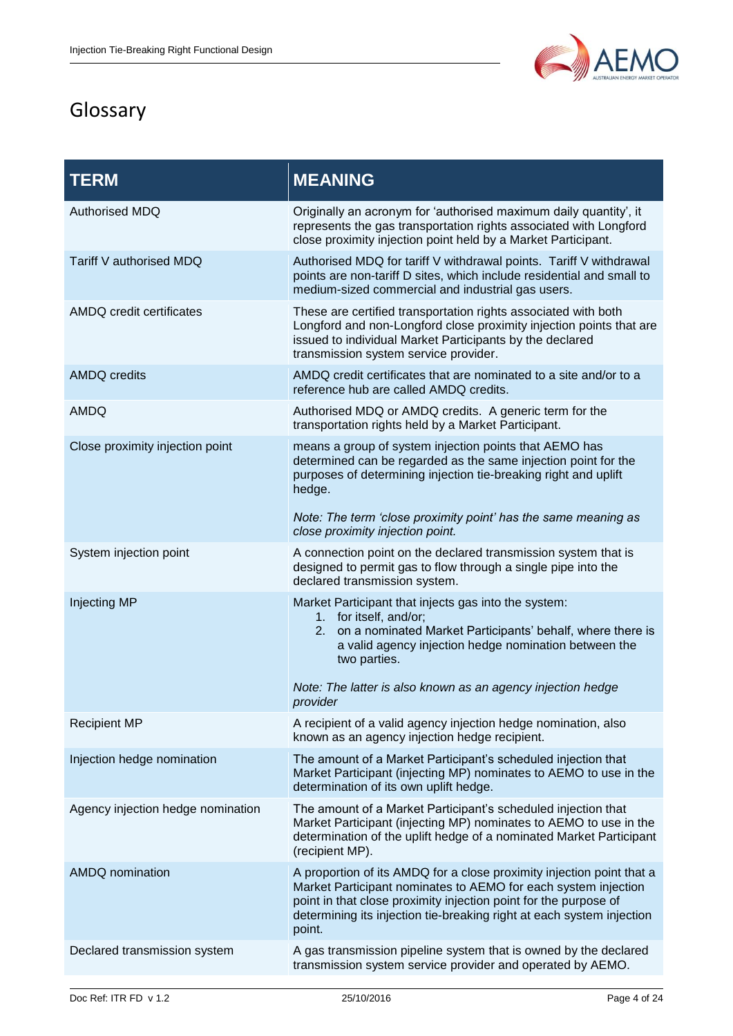# Glossary

| TERM | MEANING |
|---|---|
| Authorised MDQ | Originally an acronym for 'authorised maximum daily quantity', it represents the gas transportation rights associated with Longford close proximity injection point held by a Market Participant. |
| Tariff V authorised MDQ | Authorised MDQ for tariff V withdrawal points. Tariff V withdrawal points are non-tariff D sites, which include residential and small to medium-sized commercial and industrial gas users. |
| AMDQ credit certificates | These are certified transportation rights associated with both Longford and non-Longford close proximity injection points that are issued to individual Market Participants by the declared transmission system service provider. |
| AMDQ credits | AMDQ credit certificates that are nominated to a site and/or to a reference hub are called AMDQ credits. |
| AMDQ | Authorised MDQ or AMDQ credits. A generic term for the transportation rights held by a Market Participant. |
| Close proximity injection point | means a group of system injection points that AEMO has determined can be regarded as the same injection point for the purposes of determining injection tie-breaking right and uplift hedge.<br><br>*Note: The term 'close proximity point' has the same meaning as close proximity injection point.* |
| System injection point | A connection point on the declared transmission system that is designed to permit gas to flow through a single pipe into the declared transmission system. |
| Injecting MP | Market Participant that injects gas into the system:<br>1. for itself, and/or;<br>2. on a nominated Market Participants' behalf, where there is a valid agency injection hedge nomination between the two parties.<br><br>*Note: The latter is also known as an agency injection hedge provider* |
| Recipient MP | A recipient of a valid agency injection hedge nomination, also known as an agency injection hedge recipient. |
| Injection hedge nomination | The amount of a Market Participant's scheduled injection that Market Participant (injecting MP) nominates to AEMO to use in the determination of its own uplift hedge. |
| Agency injection hedge nomination | The amount of a Market Participant's scheduled injection that Market Participant (injecting MP) nominates to AEMO to use in the determination of the uplift hedge of a nominated Market Participant (recipient MP). |
| AMDQ nomination | A proportion of its AMDQ for a close proximity injection point that a Market Participant nominates to AEMO for each system injection point in that close proximity injection point for the purpose of determining its injection tie-breaking right at each system injection point. |
| Declared transmission system | A gas transmission pipeline system that is owned by the declared transmission system service provider and operated by AEMO. |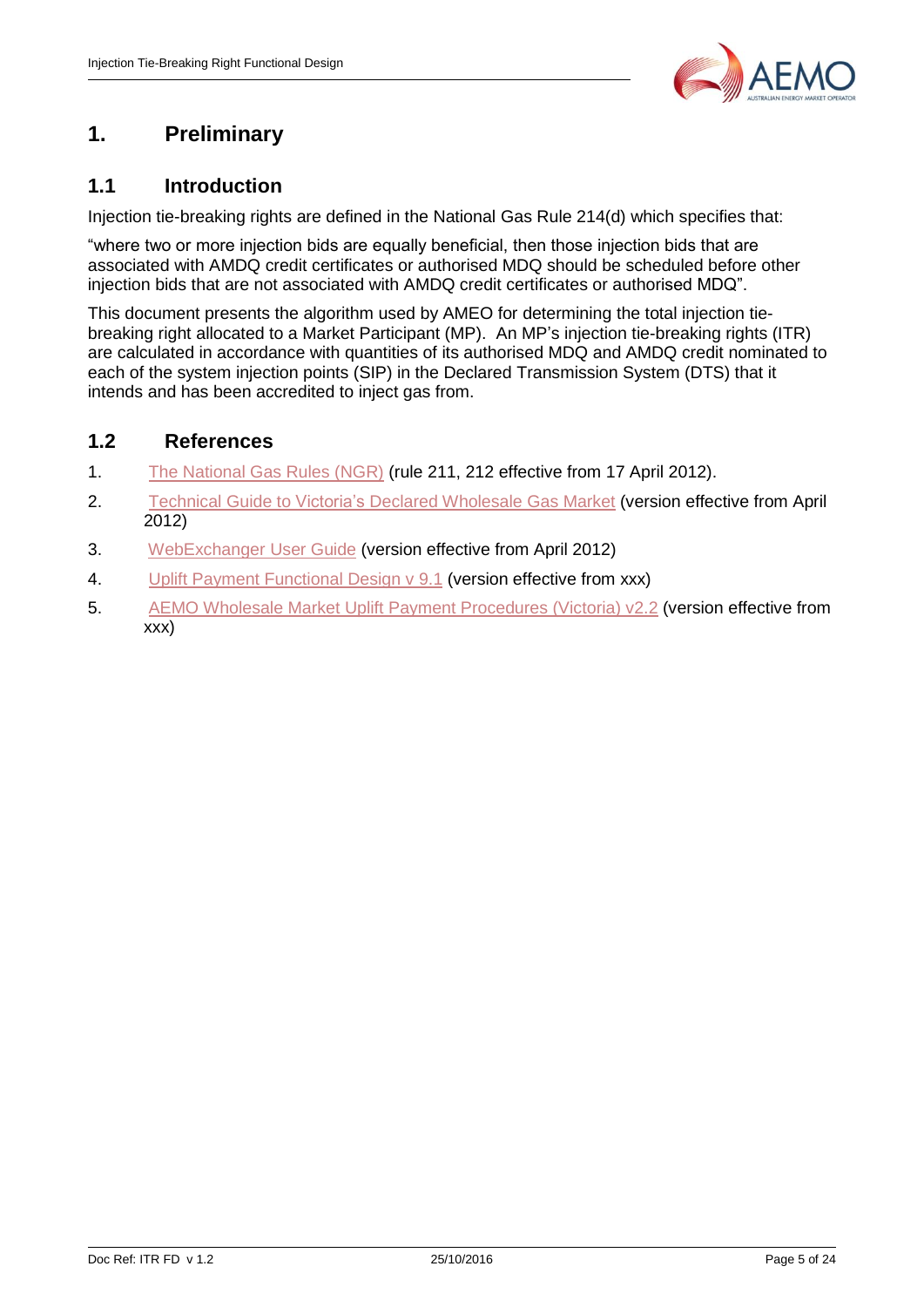# 1. Preliminary

## 1.1 Introduction

Injection tie-breaking rights are defined in the National Gas Rule 214(d) which specifies that:

"where two or more injection bids are equally beneficial, then those injection bids that are associated with AMDQ credit certificates or authorised MDQ should be scheduled before other injection bids that are not associated with AMDQ credit certificates or authorised MDQ".

This document presents the algorithm used by AMEO for determining the total injection tie-breaking right allocated to a Market Participant (MP). An MP's injection tie-breaking rights (ITR) are calculated in accordance with quantities of its authorised MDQ and AMDQ credit nominated to each of the system injection points (SIP) in the Declared Transmission System (DTS) that it intends and has been accredited to inject gas from.

## 1.2 References

1. The National Gas Rules (NGR) (rule 211, 212 effective from 17 April 2012).
2. Technical Guide to Victoria's Declared Wholesale Gas Market (version effective from April 2012)
3. WebExchanger User Guide (version effective from April 2012)
4. Uplift Payment Functional Design v 9.1 (version effective from xxx)
5. AEMO Wholesale Market Uplift Payment Procedures (Victoria) v2.2 (version effective from xxx)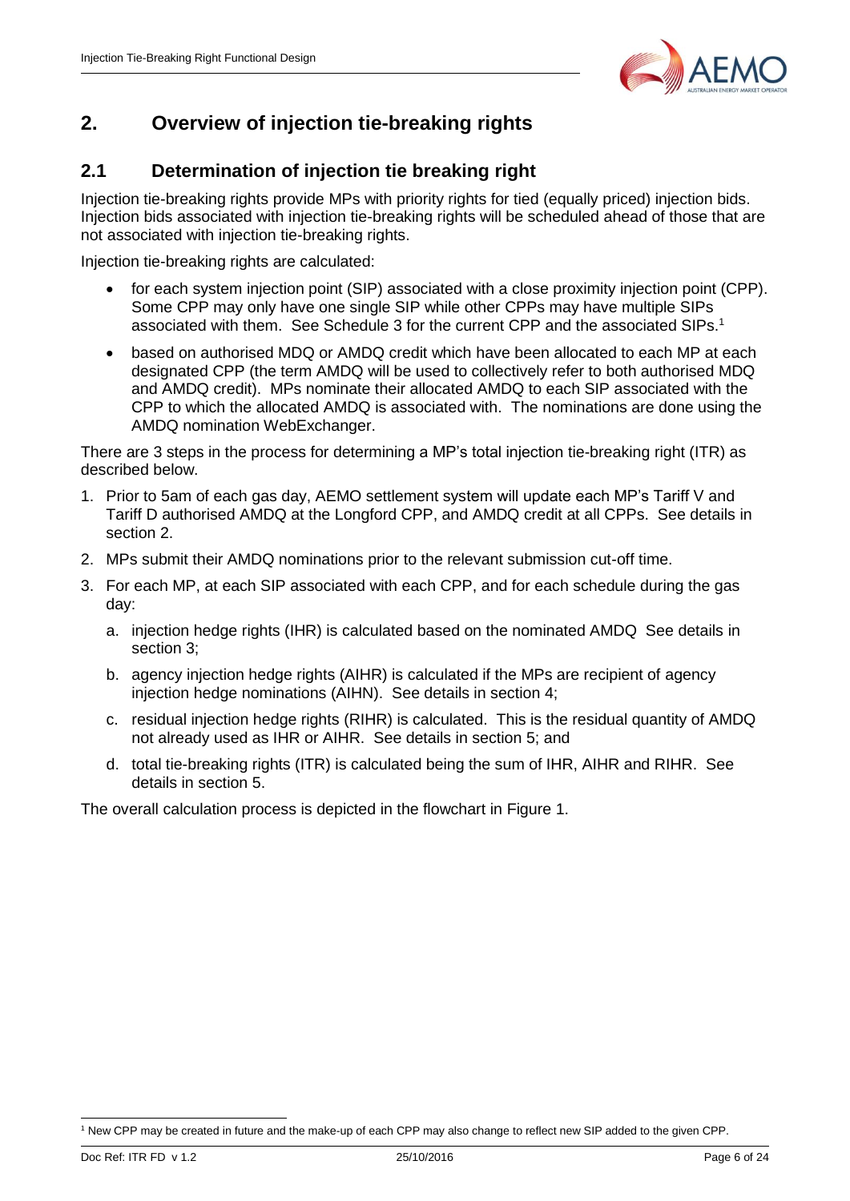## 2. Overview of injection tie-breaking rights

### 2.1 Determination of injection tie breaking right

Injection tie-breaking rights provide MPs with priority rights for tied (equally priced) injection bids. Injection bids associated with injection tie-breaking rights will be scheduled ahead of those that are not associated with injection tie-breaking rights.

Injection tie-breaking rights are calculated:

- for each system injection point (SIP) associated with a close proximity injection point (CPP). Some CPP may only have one single SIP while other CPPs may have multiple SIPs associated with them. See Schedule 3 for the current CPP and the associated SIPs.[1]
- based on authorised MDQ or AMDQ credit which have been allocated to each MP at each designated CPP (the term AMDQ will be used to collectively refer to both authorised MDQ and AMDQ credit). MPs nominate their allocated AMDQ to each SIP associated with the CPP to which the allocated AMDQ is associated with. The nominations are done using the AMDQ nomination WebExchanger.

There are 3 steps in the process for determining a MP's total injection tie-breaking right (ITR) as described below.

1. Prior to 5am of each gas day, AEMO settlement system will update each MP's Tariff V and Tariff D authorised AMDQ at the Longford CPP, and AMDQ credit at all CPPs. See details in section 2.
2. MPs submit their AMDQ nominations prior to the relevant submission cut-off time.
3. For each MP, at each SIP associated with each CPP, and for each schedule during the gas day:
   a. injection hedge rights (IHR) is calculated based on the nominated AMDQ See details in section 3;
   b. agency injection hedge rights (AIHR) is calculated if the MPs are recipient of agency injection hedge nominations (AIHN). See details in section 4;
   c. residual injection hedge rights (RIHR) is calculated. This is the residual quantity of AMDQ not already used as IHR or AIHR. See details in section 5; and
   d. total tie-breaking rights (ITR) is calculated being the sum of IHR, AIHR and RIHR. See details in section 5.

The overall calculation process is depicted in the flowchart in Figure 1.

[1] New CPP may be created in future and the make-up of each CPP may also change to reflect new SIP added to the given CPP.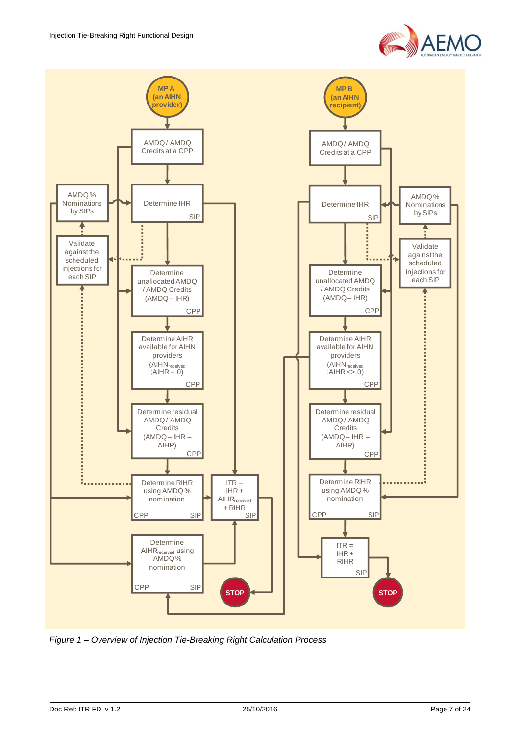**MP A (an AIHN provider)**

- AMDQ / AMDQ Credits at a CPP
- AMDQ % Nominations by SIPs
- Determine IHR (SIP)
- Validate against the scheduled injections for each SIP
- Determine unallocated AMDQ / AMDQ Credits (AMDQ – IHR) (CPP)
- Determine AIHR available for AIHN providers ($AIHN_{received}$ ; AIHR = 0) (CPP)
- Determine residual AMDQ / AMDQ Credits (AMDQ – IHR – AIHR) (CPP)
- Determine RIHR using AMDQ % nomination (CPP, SIP)
- ITR = IHR + $AIHR_{received}$ + RIHR (SIP)
- Determine $AIHR_{received}$ using AMDQ % nomination (CPP, SIP)
- STOP

**MP B (an AIHN recipient)**

- AMDQ / AMDQ Credits at a CPP
- Determine IHR (SIP)
- AMDQ % Nominations by SIPs
- Validate against the scheduled injections for each SIP
- Determine unallocated AMDQ / AMDQ Credits (AMDQ – IHR) (CPP)
- Determine AIHR available for AIHN providers ($AIHN_{received}$ ; AIHR <> 0) (CPP)
- Determine residual AMDQ / AMDQ Credits (AMDQ – IHR – AIHR) (CPP)
- Determine RIHR using AMDQ % nomination (CPP, SIP)
- ITR = IHR + RIHR (SIP)
- STOP

*Figure 1 – Overview of Injection Tie-Breaking Right Calculation Process*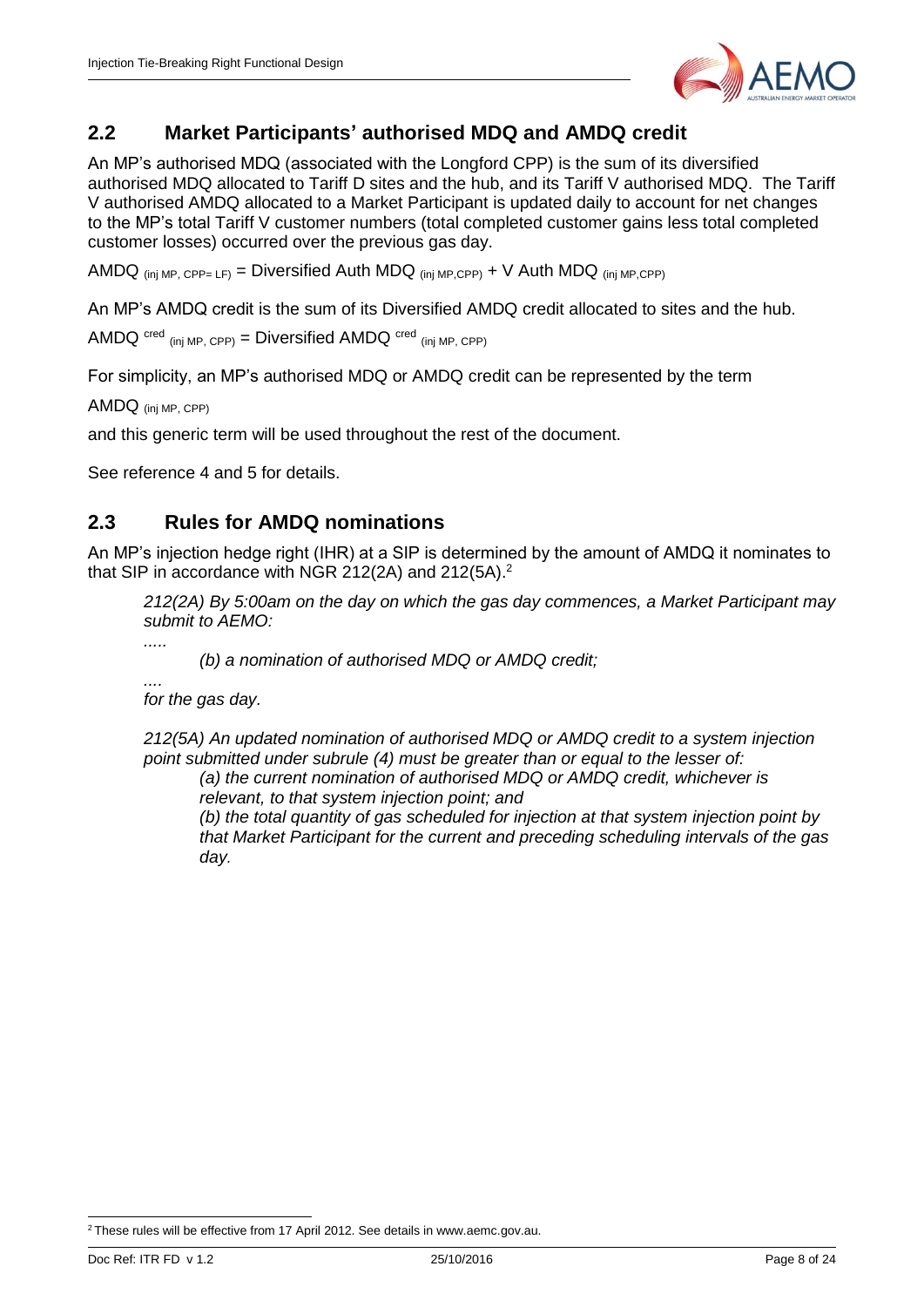## 2.2 Market Participants' authorised MDQ and AMDQ credit

An MP's authorised MDQ (associated with the Longford CPP) is the sum of its diversified authorised MDQ allocated to Tariff D sites and the hub, and its Tariff V authorised MDQ. The Tariff V authorised AMDQ allocated to a Market Participant is updated daily to account for net changes to the MP's total Tariff V customer numbers (total completed customer gains less total completed customer losses) occurred over the previous gas day.

$AMDQ_{(inj\ MP,\ CPP=\ LF)}$ = Diversified Auth $MDQ_{(inj\ MP, CPP)}$ + V Auth $MDQ_{(inj\ MP, CPP)}$

An MP's AMDQ credit is the sum of its Diversified AMDQ credit allocated to sites and the hub.

$AMDQ^{cred}_{(inj\ MP,\ CPP)}$ = Diversified $AMDQ^{cred}_{(inj\ MP,\ CPP)}$

For simplicity, an MP's authorised MDQ or AMDQ credit can be represented by the term

$AMDQ_{(inj\ MP,\ CPP)}$

and this generic term will be used throughout the rest of the document.

See reference 4 and 5 for details.

## 2.3 Rules for AMDQ nominations

An MP's injection hedge right (IHR) at a SIP is determined by the amount of AMDQ it nominates to that SIP in accordance with NGR 212(2A) and 212(5A).[2]

> *212(2A) By 5:00am on the day on which the gas day commences, a Market Participant may submit to AEMO:*
>
> *.....*
>
> *(b) a nomination of authorised MDQ or AMDQ credit;*
>
> *....*
>
> *for the gas day.*
>
> *212(5A) An updated nomination of authorised MDQ or AMDQ credit to a system injection point submitted under subrule (4) must be greater than or equal to the lesser of:*
>
> *(a) the current nomination of authorised MDQ or AMDQ credit, whichever is relevant, to that system injection point; and*
>
> *(b) the total quantity of gas scheduled for injection at that system injection point by that Market Participant for the current and preceding scheduling intervals of the gas day.*

[2] These rules will be effective from 17 April 2012. See details in www.aemc.gov.au.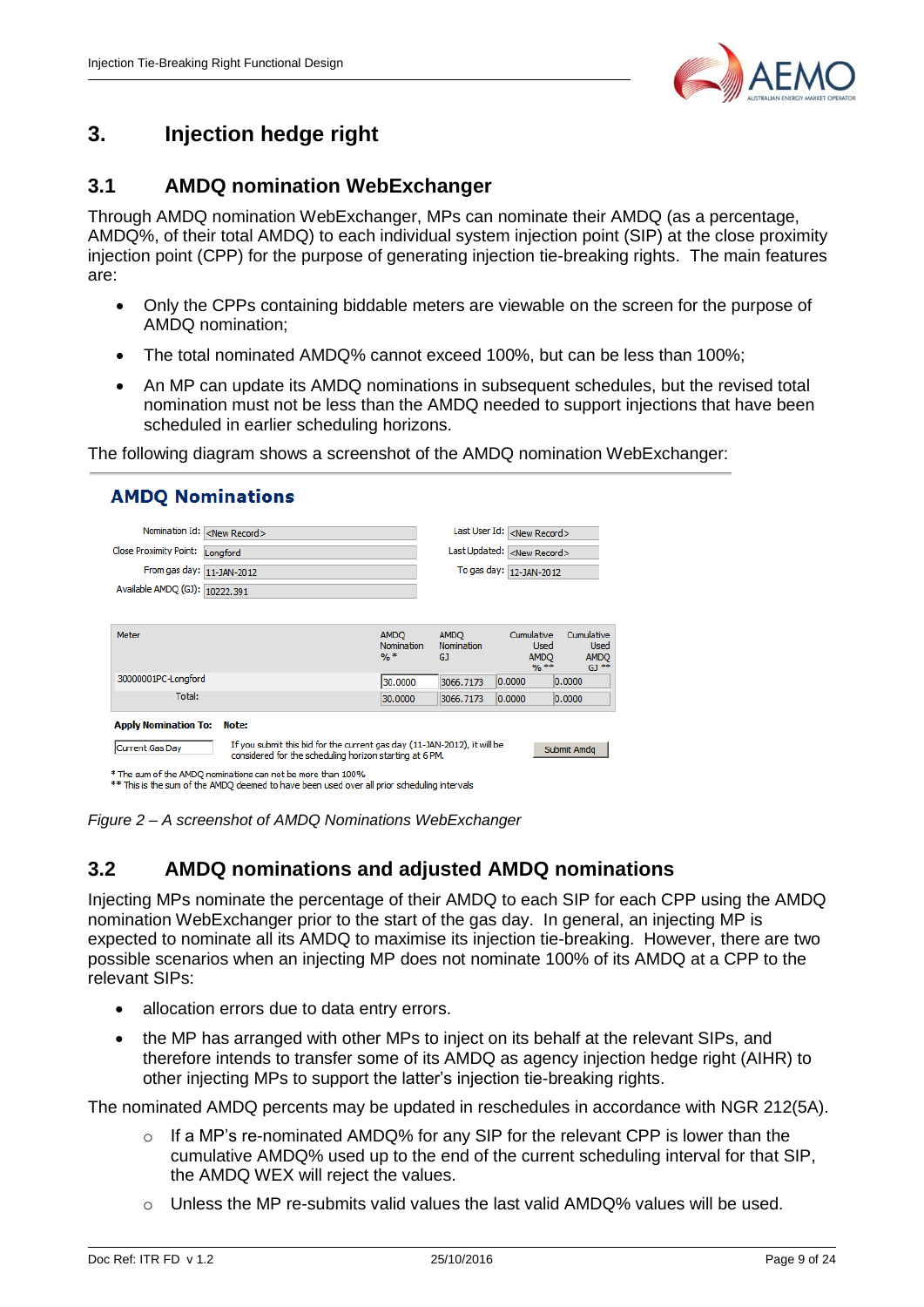# 3. Injection hedge right

## 3.1 AMDQ nomination WebExchanger

Through AMDQ nomination WebExchanger, MPs can nominate their AMDQ (as a percentage, AMDQ%, of their total AMDQ) to each individual system injection point (SIP) at the close proximity injection point (CPP) for the purpose of generating injection tie-breaking rights. The main features are:

- Only the CPPs containing biddable meters are viewable on the screen for the purpose of AMDQ nomination;
- The total nominated AMDQ% cannot exceed 100%, but can be less than 100%;
- An MP can update its AMDQ nominations in subsequent schedules, but the revised total nomination must not be less than the AMDQ needed to support injections that have been scheduled in earlier scheduling horizons.

The following diagram shows a screenshot of the AMDQ nomination WebExchanger:

**AMDQ Nominations**

Nomination Id: <New Record>
Last User Id: <New Record>
Close Proximity Point: Longford
Last Updated: <New Record>
From gas day: 11-JAN-2012
To gas day: 12-JAN-2012
Available AMDQ (GJ): 10222.391

| Meter | AMDQ Nomination % * | AMDQ Nomination GJ | Cumulative Used AMDQ % ** | Cumulative Used AMDQ GJ ** |
|---|---|---|---|---|
| 30000001PC-Longford | 30.0000 | 3066.7173 | 0.0000 | 0.0000 |
| Total: | 30.0000 | 3066.7173 | 0.0000 | 0.0000 |

**Apply Nomination To:** Current Gas Day

**Note:** If you submit this bid for the current gas day (11-JAN-2012), it will be considered for the scheduling horizon starting at 6 PM.

Submit Amdq

\* The sum of the AMDQ nominations can not be more than 100%
\*\* This is the sum of the AMDQ deemed to have been used over all prior scheduling intervals

*Figure 2 – A screenshot of AMDQ Nominations WebExchanger*

## 3.2 AMDQ nominations and adjusted AMDQ nominations

Injecting MPs nominate the percentage of their AMDQ to each SIP for each CPP using the AMDQ nomination WebExchanger prior to the start of the gas day. In general, an injecting MP is expected to nominate all its AMDQ to maximise its injection tie-breaking. However, there are two possible scenarios when an injecting MP does not nominate 100% of its AMDQ at a CPP to the relevant SIPs:

- allocation errors due to data entry errors.
- the MP has arranged with other MPs to inject on its behalf at the relevant SIPs, and therefore intends to transfer some of its AMDQ as agency injection hedge right (AIHR) to other injecting MPs to support the latter's injection tie-breaking rights.

The nominated AMDQ percents may be updated in reschedules in accordance with NGR 212(5A).

- If a MP's re-nominated AMDQ% for any SIP for the relevant CPP is lower than the cumulative AMDQ% used up to the end of the current scheduling interval for that SIP, the AMDQ WEX will reject the values.
- Unless the MP re-submits valid values the last valid AMDQ% values will be used.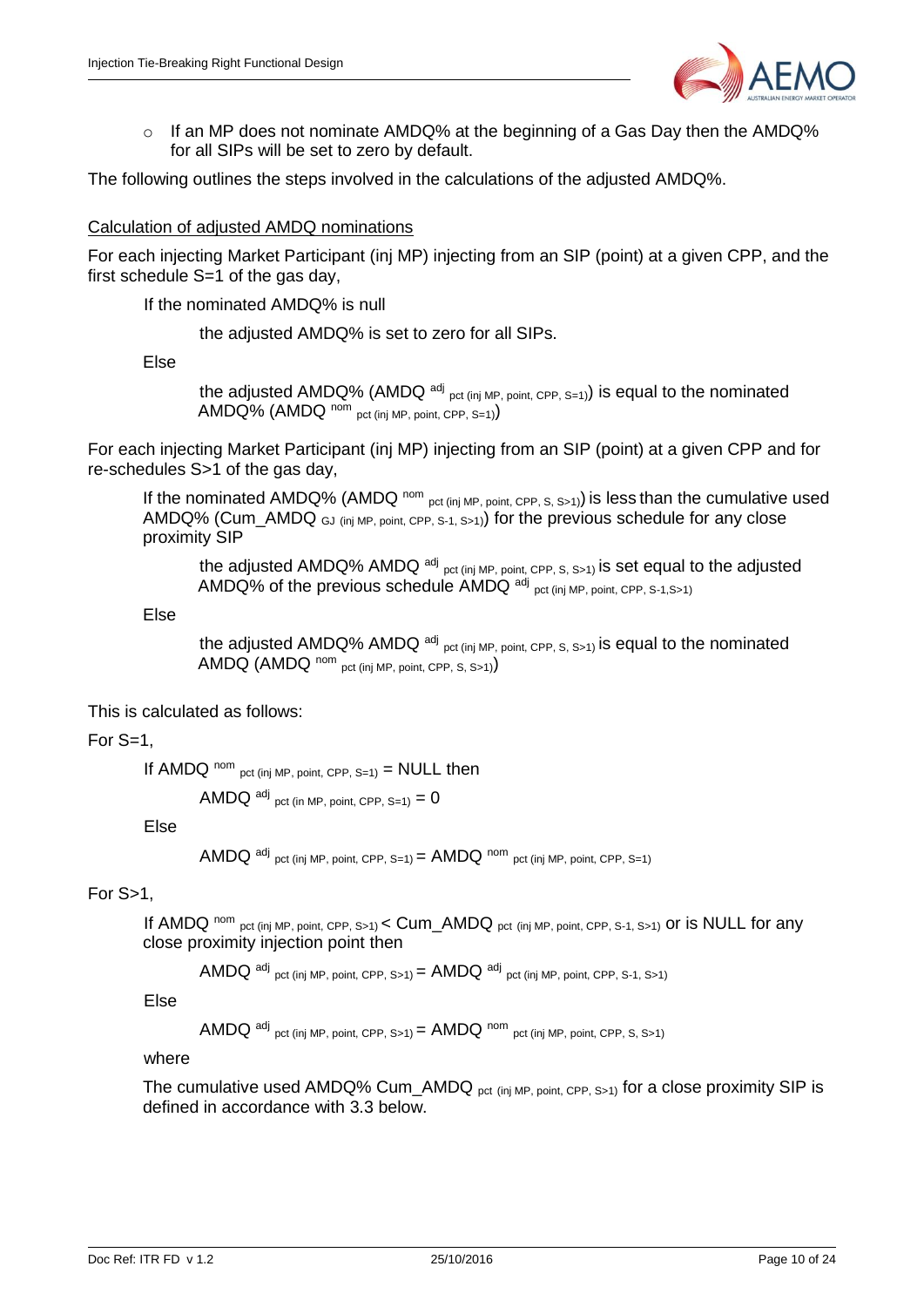- If an MP does not nominate AMDQ% at the beginning of a Gas Day then the AMDQ% for all SIPs will be set to zero by default.

The following outlines the steps involved in the calculations of the adjusted AMDQ%.

<u>Calculation of adjusted AMDQ nominations</u>

For each injecting Market Participant (inj MP) injecting from an SIP (point) at a given CPP, and the first schedule S=1 of the gas day,

> If the nominated AMDQ% is null
>
> > the adjusted AMDQ% is set to zero for all SIPs.
>
> Else
>
> > the adjusted AMDQ% ($AMDQ^{adj}_{pct\ (inj\ MP,\ point,\ CPP,\ S=1)}$) is equal to the nominated AMDQ% ($AMDQ^{nom}_{pct\ (inj\ MP,\ point,\ CPP,\ S=1)}$)

For each injecting Market Participant (inj MP) injecting from an SIP (point) at a given CPP and for re-schedules S>1 of the gas day,

> If the nominated AMDQ% ($AMDQ^{nom}_{pct\ (inj\ MP,\ point,\ CPP,\ S,\ S>1)}$) is less than the cumulative used AMDQ% ($Cum\_AMDQ_{GJ\ (inj\ MP,\ point,\ CPP,\ S-1,\ S>1)}$) for the previous schedule for any close proximity SIP
>
> > the adjusted AMDQ% $AMDQ^{adj}_{pct\ (inj\ MP,\ point,\ CPP,\ S,\ S>1)}$ is set equal to the adjusted AMDQ% of the previous schedule $AMDQ^{adj}_{pct\ (inj\ MP,\ point,\ CPP,\ S-1, S>1)}$
>
> Else
>
> > the adjusted AMDQ% $AMDQ^{adj}_{pct\ (inj\ MP,\ point,\ CPP,\ S,\ S>1)}$ is equal to the nominated AMDQ ($AMDQ^{nom}_{pct\ (inj\ MP,\ point,\ CPP,\ S,\ S>1)}$)

This is calculated as follows:

For S=1,

> If $AMDQ^{nom}_{pct\ (inj\ MP,\ point,\ CPP,\ S=1)}$ = NULL then
>
> > $AMDQ^{adj}_{pct\ (in\ MP,\ point,\ CPP,\ S=1)} = 0$
>
> Else
>
> > $AMDQ^{adj}_{pct\ (inj\ MP,\ point,\ CPP,\ S=1)} = AMDQ^{nom}_{pct\ (inj\ MP,\ point,\ CPP,\ S=1)}$

For S>1,

> If $AMDQ^{nom}_{pct\ (inj\ MP,\ point,\ CPP,\ S>1)} < Cum\_AMDQ_{pct\ (inj\ MP,\ point,\ CPP,\ S-1,\ S>1)}$ or is NULL for any close proximity injection point then
>
> > $AMDQ^{adj}_{pct\ (inj\ MP,\ point,\ CPP,\ S>1)} = AMDQ^{adj}_{pct\ (inj\ MP,\ point,\ CPP,\ S-1,\ S>1)}$
>
> Else
>
> > $AMDQ^{adj}_{pct\ (inj\ MP,\ point,\ CPP,\ S>1)} = AMDQ^{nom}_{pct\ (inj\ MP,\ point,\ CPP,\ S,\ S>1)}$
>
> where
>
> The cumulative used AMDQ% $Cum\_AMDQ_{pct\ (inj\ MP,\ point,\ CPP,\ S>1)}$ for a close proximity SIP is defined in accordance with 3.3 below.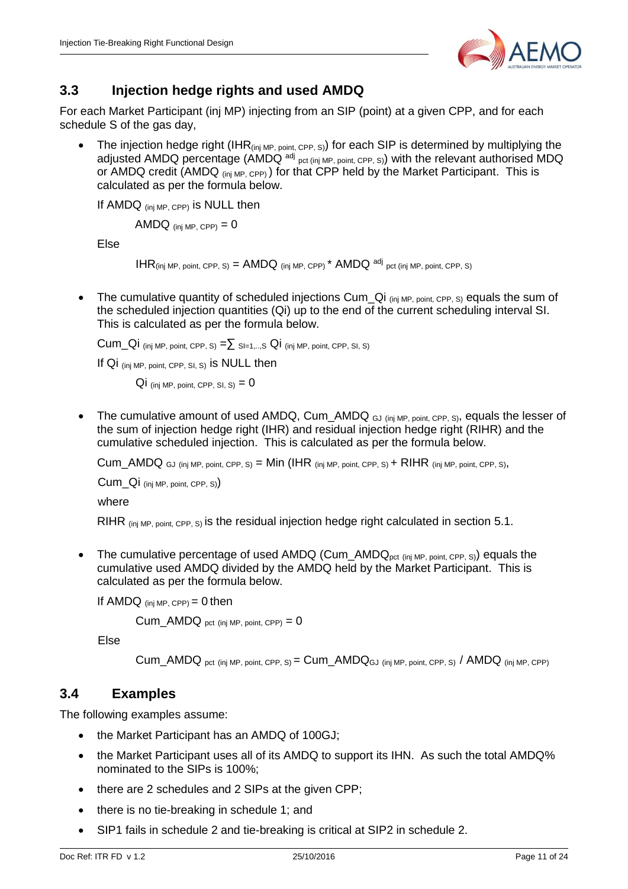## 3.3 Injection hedge rights and used AMDQ

For each Market Participant (inj MP) injecting from an SIP (point) at a given CPP, and for each schedule S of the gas day,

- The injection hedge right ($IHR_{(inj\ MP,\ point,\ CPP,\ S)}$) for each SIP is determined by multiplying the adjusted AMDQ percentage ($AMDQ^{adj}_{pct\ (inj\ MP,\ point,\ CPP,\ S)}$) with the relevant authorised MDQ or AMDQ credit ($AMDQ_{(inj\ MP,\ CPP)}$) for that CPP held by the Market Participant. This is calculated as per the formula below.

  If $AMDQ_{(inj\ MP,\ CPP)}$ is NULL then

  $AMDQ_{(inj\ MP,\ CPP)} = 0$

  Else

  $IHR_{(inj\ MP,\ point,\ CPP,\ S)} = AMDQ_{(inj\ MP,\ CPP)} * AMDQ^{adj}_{pct\ (inj\ MP,\ point,\ CPP,\ S)}$

- The cumulative quantity of scheduled injections $Cum\_Qi_{(inj\ MP,\ point,\ CPP,\ S)}$ equals the sum of the scheduled injection quantities (Qi) up to the end of the current scheduling interval SI. This is calculated as per the formula below.

  $Cum\_Qi_{(inj\ MP,\ point,\ CPP,\ S)} = \sum_{SI=1,..,S} Qi_{(inj\ MP,\ point,\ CPP,\ SI,\ S)}$

  If $Qi_{(inj\ MP,\ point,\ CPP,\ SI,\ S)}$ is NULL then

  $Qi_{(inj\ MP,\ point,\ CPP,\ SI,\ S)} = 0$

- The cumulative amount of used AMDQ, $Cum\_AMDQ_{GJ\ (inj\ MP,\ point,\ CPP,\ S)}$, equals the lesser of the sum of injection hedge right (IHR) and residual injection hedge right (RIHR) and the cumulative scheduled injection. This is calculated as per the formula below.

  $Cum\_AMDQ_{GJ\ (inj\ MP,\ point,\ CPP,\ S)} = Min\ (IHR_{(inj\ MP,\ point,\ CPP,\ S)} + RIHR_{(inj\ MP,\ point,\ CPP,\ S)},$

  $Cum\_Qi_{(inj\ MP,\ point,\ CPP,\ S)})$

  where

  $RIHR_{(inj\ MP,\ point,\ CPP,\ S)}$ is the residual injection hedge right calculated in section 5.1.

- The cumulative percentage of used AMDQ ($Cum\_AMDQ_{pct\ (inj\ MP,\ point,\ CPP,\ S)}$) equals the cumulative used AMDQ divided by the AMDQ held by the Market Participant. This is calculated as per the formula below.

  If $AMDQ_{(inj\ MP,\ CPP)} = 0$ then

  $Cum\_AMDQ_{pct\ (inj\ MP,\ point,\ CPP)} = 0$

  Else

  $Cum\_AMDQ_{pct\ (inj\ MP,\ point,\ CPP,\ S)} = Cum\_AMDQ_{GJ\ (inj\ MP,\ point,\ CPP,\ S)} / AMDQ_{(inj\ MP,\ CPP)}$

## 3.4 Examples

The following examples assume:

- the Market Participant has an AMDQ of 100GJ;
- the Market Participant uses all of its AMDQ to support its IHN. As such the total AMDQ% nominated to the SIPs is 100%;
- there are 2 schedules and 2 SIPs at the given CPP;
- there is no tie-breaking in schedule 1; and
- SIP1 fails in schedule 2 and tie-breaking is critical at SIP2 in schedule 2.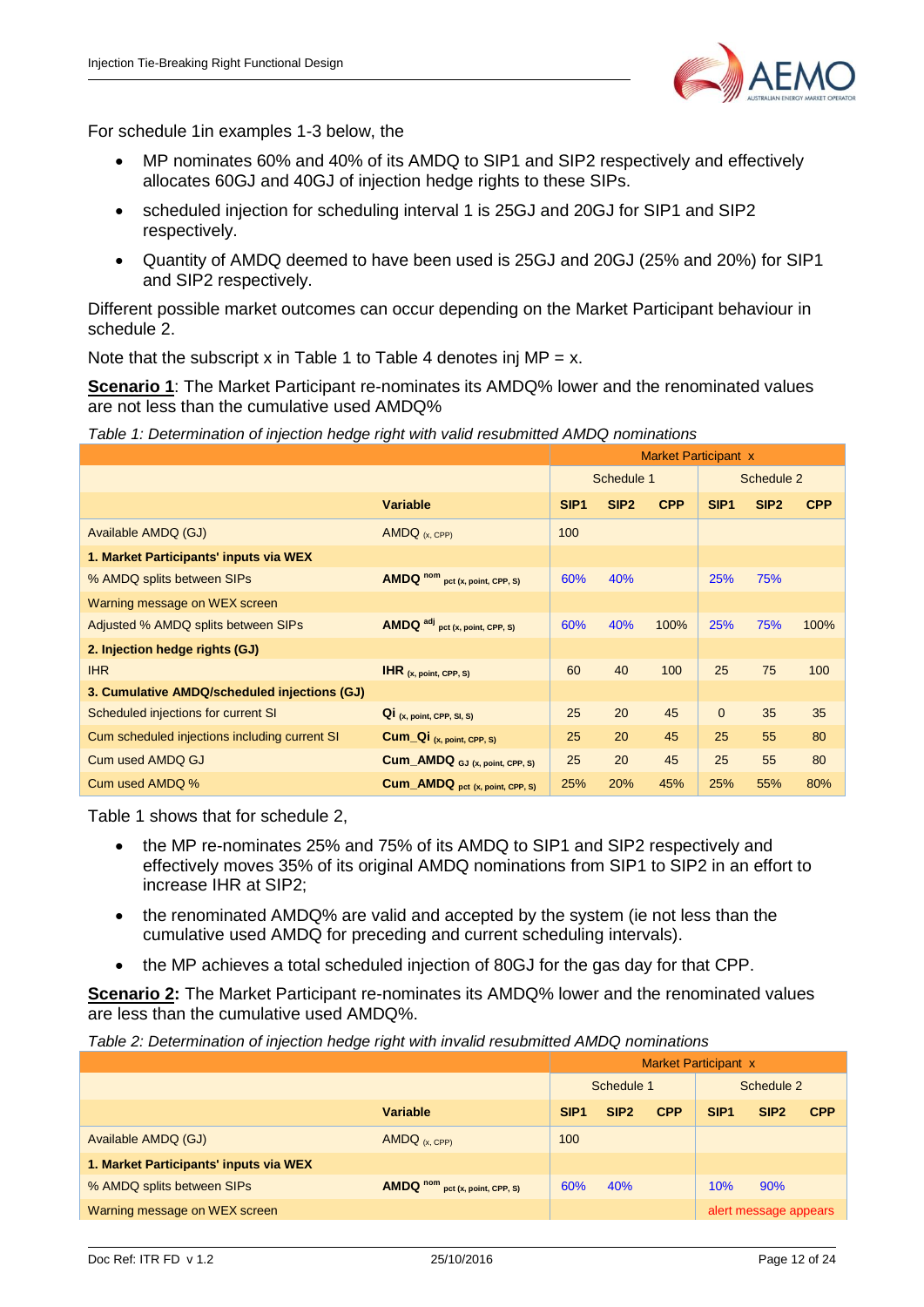For schedule 1in examples 1-3 below, the

- MP nominates 60% and 40% of its AMDQ to SIP1 and SIP2 respectively and effectively allocates 60GJ and 40GJ of injection hedge rights to these SIPs.
- scheduled injection for scheduling interval 1 is 25GJ and 20GJ for SIP1 and SIP2 respectively.
- Quantity of AMDQ deemed to have been used is 25GJ and 20GJ (25% and 20%) for SIP1 and SIP2 respectively.

Different possible market outcomes can occur depending on the Market Participant behaviour in schedule 2.

Note that the subscript x in Table 1 to Table 4 denotes inj MP = x.

**Scenario 1**: The Market Participant re-nominates its AMDQ% lower and the renominated values are not less than the cumulative used AMDQ%

*Table 1: Determination of injection hedge right with valid resubmitted AMDQ nominations*

| | | Market Participant x | | | | | |
|---|---|---|---|---|---|---|---|
| | | Schedule 1 | | | Schedule 2 | | |
| | **Variable** | **SIP1** | **SIP2** | **CPP** | **SIP1** | **SIP2** | **CPP** |
| Available AMDQ (GJ) | $AMDQ_{(x, CPP)}$ | 100 | | | | | |
| **1. Market Participants' inputs via WEX** | | | | | | | |
| % AMDQ splits between SIPs | $\mathbf{AMDQ}^{nom}_{pct\ (x,\ point,\ CPP,\ S)}$ | 60% | 40% | | 25% | 75% | |
| Warning message on WEX screen | | | | | | | |
| Adjusted % AMDQ splits between SIPs | $\mathbf{AMDQ}^{adj}_{pct\ (x,\ point,\ CPP,\ S)}$ | 60% | 40% | 100% | 25% | 75% | 100% |
| **2. Injection hedge rights (GJ)** | | | | | | | |
| IHR | $\mathbf{IHR}_{(x,\ point,\ CPP,\ S)}$ | 60 | 40 | 100 | 25 | 75 | 100 |
| **3. Cumulative AMDQ/scheduled injections (GJ)** | | | | | | | |
| Scheduled injections for current SI | $\mathbf{Qi}_{(x,\ point,\ CPP,\ SI,\ S)}$ | 25 | 20 | 45 | 0 | 35 | 35 |
| Cum scheduled injections including current SI | $\mathbf{Cum\_Qi}_{(x,\ point,\ CPP,\ S)}$ | 25 | 20 | 45 | 25 | 55 | 80 |
| Cum used AMDQ GJ | $\mathbf{Cum\_AMDQ}_{GJ\ (x,\ point,\ CPP,\ S)}$ | 25 | 20 | 45 | 25 | 55 | 80 |
| Cum used AMDQ % | $\mathbf{Cum\_AMDQ}_{pct\ (x,\ point,\ CPP,\ S)}$ | 25% | 20% | 45% | 25% | 55% | 80% |

Table 1 shows that for schedule 2,

- the MP re-nominates 25% and 75% of its AMDQ to SIP1 and SIP2 respectively and effectively moves 35% of its original AMDQ nominations from SIP1 to SIP2 in an effort to increase IHR at SIP2;
- the renominated AMDQ% are valid and accepted by the system (ie not less than the cumulative used AMDQ for preceding and current scheduling intervals).
- the MP achieves a total scheduled injection of 80GJ for the gas day for that CPP.

**Scenario 2:** The Market Participant re-nominates its AMDQ% lower and the renominated values are less than the cumulative used AMDQ%.

*Table 2: Determination of injection hedge right with invalid resubmitted AMDQ nominations*

| | | Market Participant x | | | | | |
|---|---|---|---|---|---|---|---|
| | | Schedule 1 | | | Schedule 2 | | |
| | **Variable** | **SIP1** | **SIP2** | **CPP** | **SIP1** | **SIP2** | **CPP** |
| Available AMDQ (GJ) | $AMDQ_{(x, CPP)}$ | 100 | | | | | |
| **1. Market Participants' inputs via WEX** | | | | | | | |
| % AMDQ splits between SIPs | $\mathbf{AMDQ}^{nom}_{pct\ (x,\ point,\ CPP,\ S)}$ | 60% | 40% | | 10% | 90% | |
| Warning message on WEX screen | | | | | alert message appears | | |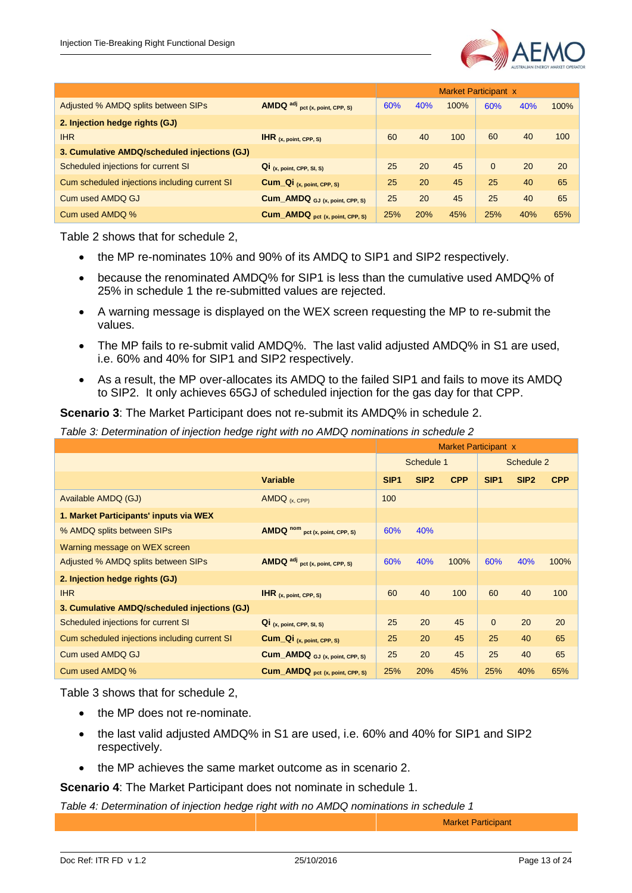| | | Market Participant x | | | | | |
|---|---|---|---|---|---|---|---|
| Adjusted % AMDQ splits between SIPs | $\mathbf{AMDQ}^{adj}_{pct\ (x,\ point,\ CPP,\ S)}$ | 60% | 40% | 100% | 60% | 40% | 100% |
| **2. Injection hedge rights (GJ)** | | | | | | | |
| IHR | $\mathbf{IHR}_{(x,\ point,\ CPP,\ S)}$ | 60 | 40 | 100 | 60 | 40 | 100 |
| **3. Cumulative AMDQ/scheduled injections (GJ)** | | | | | | | |
| Scheduled injections for current SI | $\mathbf{Qi}_{(x,\ point,\ CPP,\ SI,\ S)}$ | 25 | 20 | 45 | 0 | 20 | 20 |
| Cum scheduled injections including current SI | $\mathbf{Cum\_Qi}_{(x,\ point,\ CPP,\ S)}$ | 25 | 20 | 45 | 25 | 40 | 65 |
| Cum used AMDQ GJ | $\mathbf{Cum\_AMDQ}_{GJ\ (x,\ point,\ CPP,\ S)}$ | 25 | 20 | 45 | 25 | 40 | 65 |
| Cum used AMDQ % | $\mathbf{Cum\_AMDQ}_{pct\ (x,\ point,\ CPP,\ S)}$ | 25% | 20% | 45% | 25% | 40% | 65% |

Table 2 shows that for schedule 2,

- the MP re-nominates 10% and 90% of its AMDQ to SIP1 and SIP2 respectively.
- because the renominated AMDQ% for SIP1 is less than the cumulative used AMDQ% of 25% in schedule 1 the re-submitted values are rejected.
- A warning message is displayed on the WEX screen requesting the MP to re-submit the values.
- The MP fails to re-submit valid AMDQ%. The last valid adjusted AMDQ% in S1 are used, i.e. 60% and 40% for SIP1 and SIP2 respectively.
- As a result, the MP over-allocates its AMDQ to the failed SIP1 and fails to move its AMDQ to SIP2. It only achieves 65GJ of scheduled injection for the gas day for that CPP.

**Scenario 3**: The Market Participant does not re-submit its AMDQ% in schedule 2.

*Table 3: Determination of injection hedge right with no AMDQ nominations in schedule 2*

| | | Market Participant x | | | | | |
|---|---|---|---|---|---|---|---|
| | | Schedule 1 | | | Schedule 2 | | |
| | **Variable** | **SIP1** | **SIP2** | **CPP** | **SIP1** | **SIP2** | **CPP** |
| Available AMDQ (GJ) | $\mathrm{AMDQ}_{(x,\ CPP)}$ | 100 | | | | | |
| **1. Market Participants' inputs via WEX** | | | | | | | |
| % AMDQ splits between SIPs | $\mathbf{AMDQ}^{nom}_{pct\ (x,\ point,\ CPP,\ S)}$ | 60% | 40% | | | | |
| Warning message on WEX screen | | | | | | | |
| Adjusted % AMDQ splits between SIPs | $\mathbf{AMDQ}^{adj}_{pct\ (x,\ point,\ CPP,\ S)}$ | 60% | 40% | 100% | 60% | 40% | 100% |
| **2. Injection hedge rights (GJ)** | | | | | | | |
| IHR | $\mathbf{IHR}_{(x,\ point,\ CPP,\ S)}$ | 60 | 40 | 100 | 60 | 40 | 100 |
| **3. Cumulative AMDQ/scheduled injections (GJ)** | | | | | | | |
| Scheduled injections for current SI | $\mathbf{Qi}_{(x,\ point,\ CPP,\ SI,\ S)}$ | 25 | 20 | 45 | 0 | 20 | 20 |
| Cum scheduled injections including current SI | $\mathbf{Cum\_Qi}_{(x,\ point,\ CPP,\ S)}$ | 25 | 20 | 45 | 25 | 40 | 65 |
| Cum used AMDQ GJ | $\mathbf{Cum\_AMDQ}_{GJ\ (x,\ point,\ CPP,\ S)}$ | 25 | 20 | 45 | 25 | 40 | 65 |
| Cum used AMDQ % | $\mathbf{Cum\_AMDQ}_{pct\ (x,\ point,\ CPP,\ S)}$ | 25% | 20% | 45% | 25% | 40% | 65% |

Table 3 shows that for schedule 2,

- the MP does not re-nominate.
- the last valid adjusted AMDQ% in S1 are used, i.e. 60% and 40% for SIP1 and SIP2 respectively.
- the MP achieves the same market outcome as in scenario 2.

**Scenario 4**: The Market Participant does not nominate in schedule 1.

*Table 4: Determination of injection hedge right with no AMDQ nominations in schedule 1*

| | | Market Participant |
|---|---|---|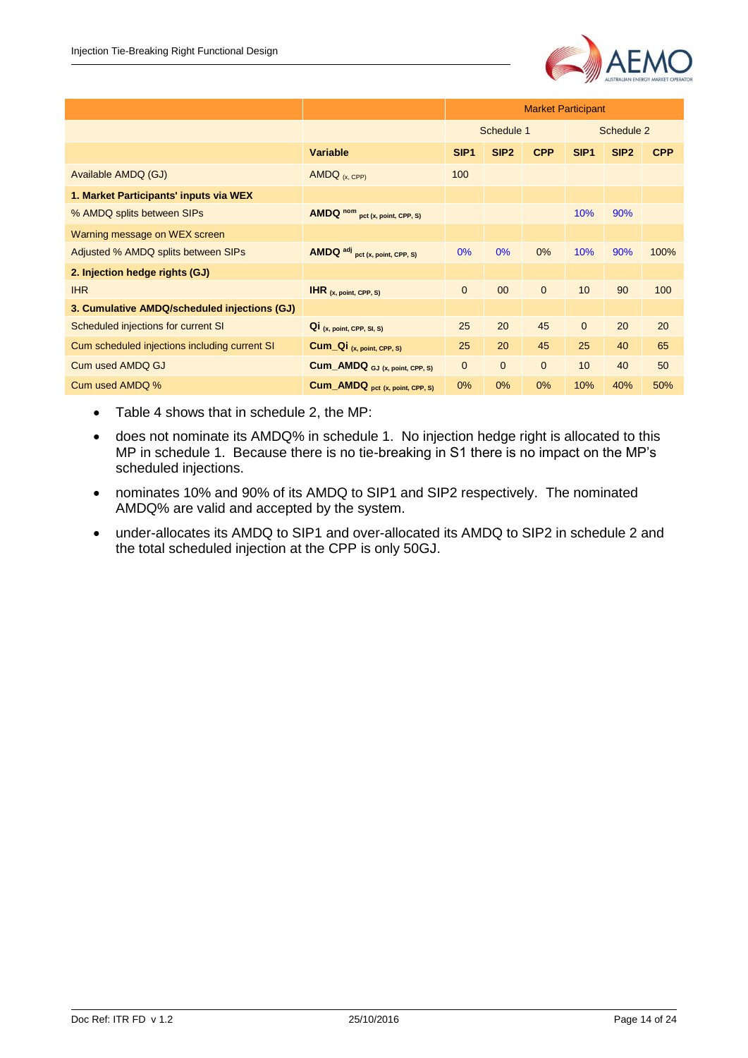| | | Market Participant | | | | | |
|---|---|---|---|---|---|---|---|
| | | Schedule 1 | | | Schedule 2 | | |
| | **Variable** | **SIP1** | **SIP2** | **CPP** | **SIP1** | **SIP2** | **CPP** |
| Available AMDQ (GJ) | $AMDQ_{(x, CPP)}$ | 100 | | | | | |
| **1. Market Participants' inputs via WEX** | | | | | | | |
| % AMDQ splits between SIPs | $\mathbf{AMDQ}^{nom}_{pct\ (x,\ point,\ CPP,\ S)}$ | | | | 10% | 90% | |
| Warning message on WEX screen | | | | | | | |
| Adjusted % AMDQ splits between SIPs | $\mathbf{AMDQ}^{adj}_{pct\ (x,\ point,\ CPP,\ S)}$ | 0% | 0% | 0% | 10% | 90% | 100% |
| **2. Injection hedge rights (GJ)** | | | | | | | |
| IHR | $\mathbf{IHR}_{(x,\ point,\ CPP,\ S)}$ | 0 | 00 | 0 | 10 | 90 | 100 |
| **3. Cumulative AMDQ/scheduled injections (GJ)** | | | | | | | |
| Scheduled injections for current SI | $\mathbf{Qi}_{(x,\ point,\ CPP,\ SI,\ S)}$ | 25 | 20 | 45 | 0 | 20 | 20 |
| Cum scheduled injections including current SI | $\mathbf{Cum\_Qi}_{(x,\ point,\ CPP,\ S)}$ | 25 | 20 | 45 | 25 | 40 | 65 |
| Cum used AMDQ GJ | $\mathbf{Cum\_AMDQ}_{GJ\ (x,\ point,\ CPP,\ S)}$ | 0 | 0 | 0 | 10 | 40 | 50 |
| Cum used AMDQ % | $\mathbf{Cum\_AMDQ}_{pct\ (x,\ point,\ CPP,\ S)}$ | 0% | 0% | 0% | 10% | 40% | 50% |

- Table 4 shows that in schedule 2, the MP:
- does not nominate its AMDQ% in schedule 1. No injection hedge right is allocated to this MP in schedule 1. Because there is no tie-breaking in S1 there is no impact on the MP's scheduled injections.
- nominates 10% and 90% of its AMDQ to SIP1 and SIP2 respectively. The nominated AMDQ% are valid and accepted by the system.
- under-allocates its AMDQ to SIP1 and over-allocated its AMDQ to SIP2 in schedule 2 and the total scheduled injection at the CPP is only 50GJ.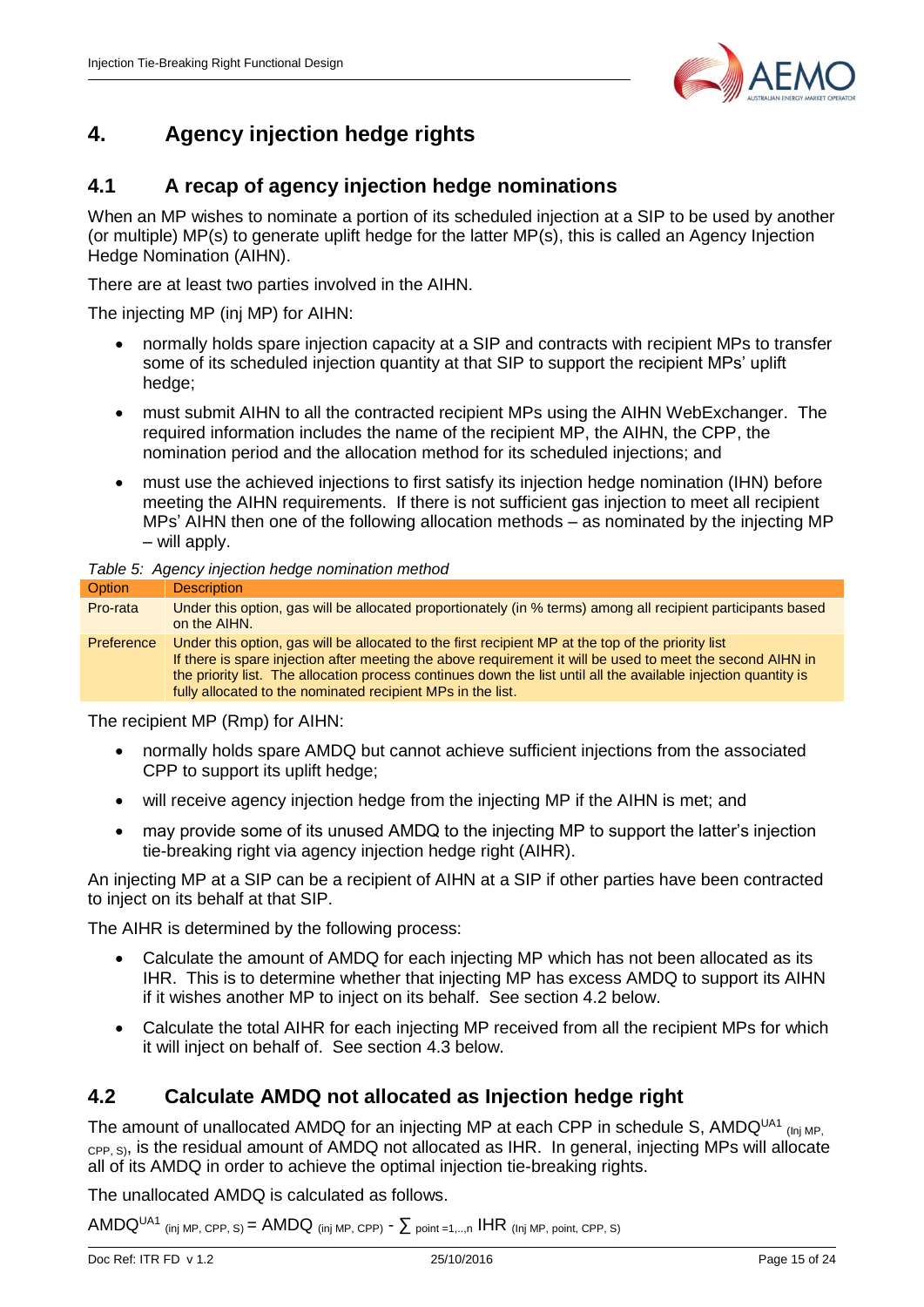# 4. Agency injection hedge rights

## 4.1 A recap of agency injection hedge nominations

When an MP wishes to nominate a portion of its scheduled injection at a SIP to be used by another (or multiple) MP(s) to generate uplift hedge for the latter MP(s), this is called an Agency Injection Hedge Nomination (AIHN).

There are at least two parties involved in the AIHN.

The injecting MP (inj MP) for AIHN:

- normally holds spare injection capacity at a SIP and contracts with recipient MPs to transfer some of its scheduled injection quantity at that SIP to support the recipient MPs' uplift hedge;
- must submit AIHN to all the contracted recipient MPs using the AIHN WebExchanger. The required information includes the name of the recipient MP, the AIHN, the CPP, the nomination period and the allocation method for its scheduled injections; and
- must use the achieved injections to first satisfy its injection hedge nomination (IHN) before meeting the AIHN requirements. If there is not sufficient gas injection to meet all recipient MPs' AIHN then one of the following allocation methods – as nominated by the injecting MP – will apply.

*Table 5: Agency injection hedge nomination method*

| Option | Description |
|---|---|
| Pro-rata | Under this option, gas will be allocated proportionately (in % terms) among all recipient participants based on the AIHN. |
| Preference | Under this option, gas will be allocated to the first recipient MP at the top of the priority list<br>If there is spare injection after meeting the above requirement it will be used to meet the second AIHN in the priority list. The allocation process continues down the list until all the available injection quantity is fully allocated to the nominated recipient MPs in the list. |

The recipient MP (Rmp) for AIHN:

- normally holds spare AMDQ but cannot achieve sufficient injections from the associated CPP to support its uplift hedge;
- will receive agency injection hedge from the injecting MP if the AIHN is met; and
- may provide some of its unused AMDQ to the injecting MP to support the latter's injection tie-breaking right via agency injection hedge right (AIHR).

An injecting MP at a SIP can be a recipient of AIHN at a SIP if other parties have been contracted to inject on its behalf at that SIP.

The AIHR is determined by the following process:

- Calculate the amount of AMDQ for each injecting MP which has not been allocated as its IHR. This is to determine whether that injecting MP has excess AMDQ to support its AIHN if it wishes another MP to inject on its behalf. See section 4.2 below.
- Calculate the total AIHR for each injecting MP received from all the recipient MPs for which it will inject on behalf of. See section 4.3 below.

## 4.2 Calculate AMDQ not allocated as Injection hedge right

The amount of unallocated AMDQ for an injecting MP at each CPP in schedule S, $AMDQ^{UA1}_{(Inj\ MP,\ CPP,\ S)}$, is the residual amount of AMDQ not allocated as IHR. In general, injecting MPs will allocate all of its AMDQ in order to achieve the optimal injection tie-breaking rights.

The unallocated AMDQ is calculated as follows.

$$AMDQ^{UA1}_{(inj\ MP,\ CPP,\ S)} = AMDQ_{(inj\ MP,\ CPP)} - \sum_{point=1,\ldots,n} IHR_{(Inj\ MP,\ point,\ CPP,\ S)}$$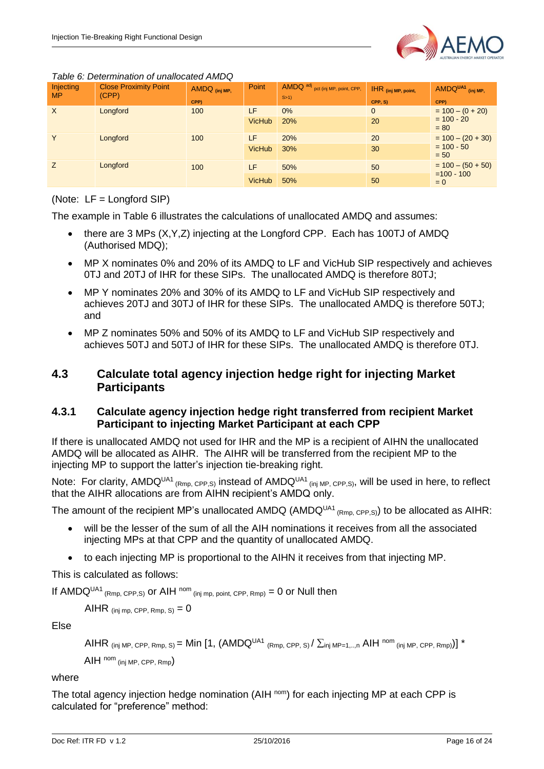*Table 6: Determination of unallocated AMDQ*

| Injecting MP | Close Proximity Point (CPP) | $AMDQ_{(inj\ MP,\ CPP)}$ | Point | $AMDQ^{adj}_{pct\ (inj\ MP,\ point,\ CPP,\ S>1)}$ | $IHR_{(inj\ MP,\ point,\ CPP,\ S)}$ | $AMDQ^{UA1}_{(inj\ MP,\ CPP)}$ |
|---|---|---|---|---|---|---|
| X | Longford | 100 | LF | 0% | 0 | = 100 – (0 + 20) |
| | | | VicHub | 20% | 20 | = 100 - 20 = 80 |
| Y | Longford | 100 | LF | 20% | 20 | = 100 – (20 + 30) |
| | | | VicHub | 30% | 30 | = 100 - 50 = 50 |
| Z | Longford | 100 | LF | 50% | 50 | = 100 – (50 + 50) |
| | | | VicHub | 50% | 50 | =100 - 100 = 0 |

(Note: LF = Longford SIP)

The example in Table 6 illustrates the calculations of unallocated AMDQ and assumes:

- there are 3 MPs (X,Y,Z) injecting at the Longford CPP. Each has 100TJ of AMDQ (Authorised MDQ);
- MP X nominates 0% and 20% of its AMDQ to LF and VicHub SIP respectively and achieves 0TJ and 20TJ of IHR for these SIPs. The unallocated AMDQ is therefore 80TJ;
- MP Y nominates 20% and 30% of its AMDQ to LF and VicHub SIP respectively and achieves 20TJ and 30TJ of IHR for these SIPs. The unallocated AMDQ is therefore 50TJ; and
- MP Z nominates 50% and 50% of its AMDQ to LF and VicHub SIP respectively and achieves 50TJ and 50TJ of IHR for these SIPs. The unallocated AMDQ is therefore 0TJ.

## 4.3 Calculate total agency injection hedge right for injecting Market Participants

### 4.3.1 Calculate agency injection hedge right transferred from recipient Market Participant to injecting Market Participant at each CPP

If there is unallocated AMDQ not used for IHR and the MP is a recipient of AIHN the unallocated AMDQ will be allocated as AIHR. The AIHR will be transferred from the recipient MP to the injecting MP to support the latter's injection tie-breaking right.

Note: For clarity, $AMDQ^{UA1}_{(Rmp,\ CPP,S)}$ instead of $AMDQ^{UA1}_{(inj\ MP,\ CPP,S)}$, will be used in here, to reflect that the AIHR allocations are from AIHN recipient's AMDQ only.

The amount of the recipient MP's unallocated AMDQ ($AMDQ^{UA1}_{(Rmp,\ CPP,S)}$) to be allocated as AIHR:

- will be the lesser of the sum of all the AIH nominations it receives from all the associated injecting MPs at that CPP and the quantity of unallocated AMDQ.
- to each injecting MP is proportional to the AIHN it receives from that injecting MP.

This is calculated as follows:

If $AMDQ^{UA1}_{(Rmp,\ CPP,S)}$ or $AIH^{nom}_{(inj\ mp,\ point,\ CPP,\ Rmp)} = 0$ or Null then

$$AIHR_{(inj\ mp,\ CPP,\ Rmp,\ S)} = 0$$

Else

$$AIHR_{(inj\ MP,\ CPP,\ Rmp,\ S)} = \text{Min}\ [1, (AMDQ^{UA1}_{(Rmp,\ CPP,\ S)} / \textstyle\sum_{inj\ MP=1,..,n} AIH^{nom}_{(inj\ MP,\ CPP,\ Rmp)})] * AIH^{nom}_{(inj\ MP,\ CPP,\ Rmp)}$$

where

The total agency injection hedge nomination ($AIH^{nom}$) for each injecting MP at each CPP is calculated for "preference" method: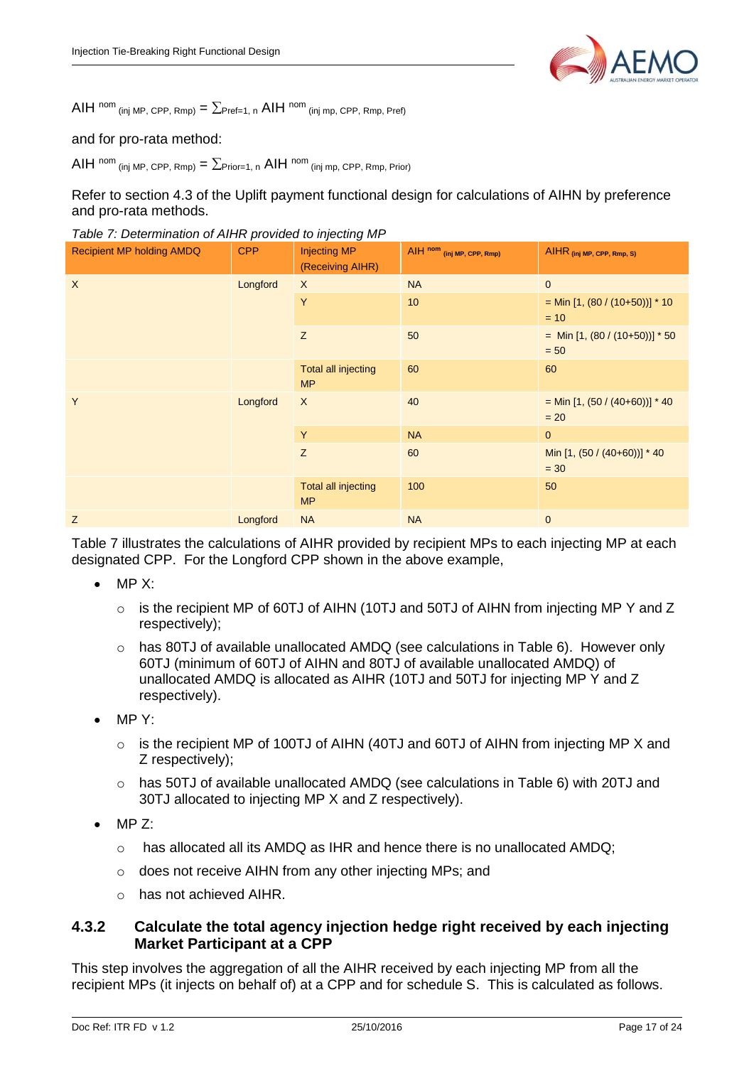$$AIH^{nom}_{(inj\ MP,\ CPP,\ Rmp)} = \sum_{Pref=1,\ n} AIH^{nom}_{(inj\ mp,\ CPP,\ Rmp,\ Pref)}$$

and for pro-rata method:

$$AIH^{nom}_{(inj\ MP,\ CPP,\ Rmp)} = \sum_{Prior=1,\ n} AIH^{nom}_{(inj\ mp,\ CPP,\ Rmp,\ Prior)}$$

Refer to section 4.3 of the Uplift payment functional design for calculations of AIHN by preference and pro-rata methods.

*Table 7: Determination of AIHR provided to injecting MP*

| Recipient MP holding AMDQ | CPP | Injecting MP (Receiving AIHR) | $AIH^{nom}_{(inj\ MP,\ CPP,\ Rmp)}$ | $AIHR_{(inj\ MP,\ CPP,\ Rmp,\ S)}$ |
|---|---|---|---|---|
| X | Longford | X | NA | 0 |
| | | Y | 10 | = Min [1, (80 / (10+50))] * 10 = 10 |
| | | Z | 50 | = Min [1, (80 / (10+50))] * 50 = 50 |
| | | Total all injecting MP | 60 | 60 |
| Y | Longford | X | 40 | = Min [1, (50 / (40+60))] * 40 = 20 |
| | | Y | NA | 0 |
| | | Z | 60 | Min [1, (50 / (40+60))] * 40 = 30 |
| | | Total all injecting MP | 100 | 50 |
| Z | Longford | NA | NA | 0 |

Table 7 illustrates the calculations of AIHR provided by recipient MPs to each injecting MP at each designated CPP. For the Longford CPP shown in the above example,

- MP X:
  - is the recipient MP of 60TJ of AIHN (10TJ and 50TJ of AIHN from injecting MP Y and Z respectively);
  - has 80TJ of available unallocated AMDQ (see calculations in Table 6). However only 60TJ (minimum of 60TJ of AIHN and 80TJ of available unallocated AMDQ) of unallocated AMDQ is allocated as AIHR (10TJ and 50TJ for injecting MP Y and Z respectively).
- MP Y:
  - is the recipient MP of 100TJ of AIHN (40TJ and 60TJ of AIHN from injecting MP X and Z respectively);
  - has 50TJ of available unallocated AMDQ (see calculations in Table 6) with 20TJ and 30TJ allocated to injecting MP X and Z respectively).
- MP Z:
  - has allocated all its AMDQ as IHR and hence there is no unallocated AMDQ;
  - does not receive AIHN from any other injecting MPs; and
  - has not achieved AIHR.

### 4.3.2 Calculate the total agency injection hedge right received by each injecting Market Participant at a CPP

This step involves the aggregation of all the AIHR received by each injecting MP from all the recipient MPs (it injects on behalf of) at a CPP and for schedule S. This is calculated as follows.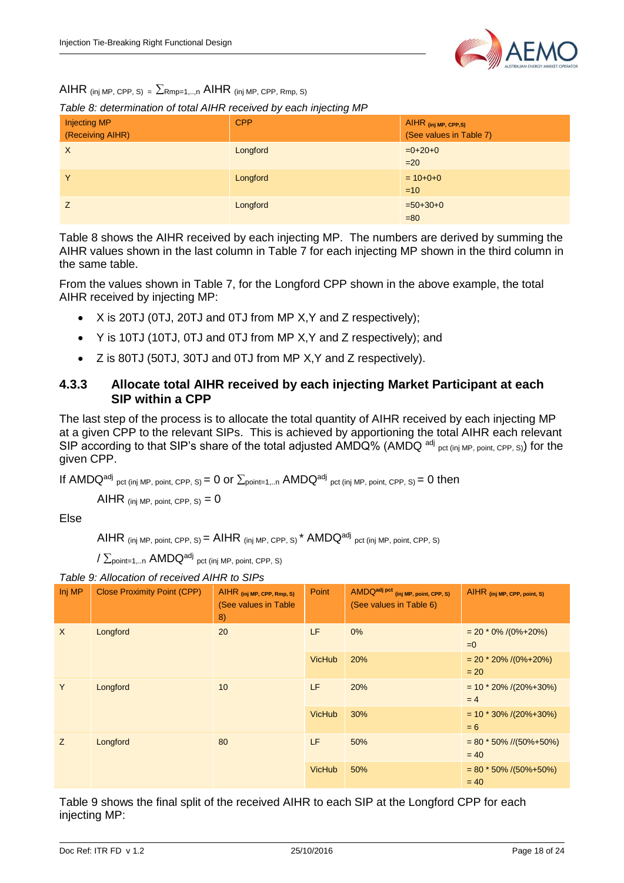$AIHR_{(inj\ MP,\ CPP,\ S)} = \sum_{Rmp=1,..,n} AIHR_{(inj\ MP,\ CPP,\ Rmp,\ S)}$

*Table 8: determination of total AIHR received by each injecting MP*

| Injecting MP (Receiving AIHR) | CPP | $AIHR_{(inj\ MP,\ CPP,S)}$ (See values in Table 7) |
|---|---|---|
| X | Longford | =0+20+0 =20 |
| Y | Longford | = 10+0+0 =10 |
| Z | Longford | =50+30+0 =80 |

Table 8 shows the AIHR received by each injecting MP. The numbers are derived by summing the AIHR values shown in the last column in Table 7 for each injecting MP shown in the third column in the same table.

From the values shown in Table 7, for the Longford CPP shown in the above example, the total AIHR received by injecting MP:

- X is 20TJ (0TJ, 20TJ and 0TJ from MP X,Y and Z respectively);
- Y is 10TJ (10TJ, 0TJ and 0TJ from MP X,Y and Z respectively); and
- Z is 80TJ (50TJ, 30TJ and 0TJ from MP X,Y and Z respectively).

### 4.3.3 Allocate total AIHR received by each injecting Market Participant at each SIP within a CPP

The last step of the process is to allocate the total quantity of AIHR received by each injecting MP at a given CPP to the relevant SIPs. This is achieved by apportioning the total AIHR each relevant SIP according to that SIP's share of the total adjusted AMDQ% ($AMDQ^{adj}_{pct\ (inj\ MP,\ point,\ CPP,\ S)}$) for the given CPP.

If $AMDQ^{adj}_{pct\ (inj\ MP,\ point,\ CPP,\ S)} = 0$ or $\sum_{point=1,..n} AMDQ^{adj}_{pct\ (inj\ MP,\ point,\ CPP,\ S)} = 0$ then

$AIHR_{(inj\ MP,\ point,\ CPP,\ S)} = 0$

Else

$$AIHR_{(inj\ MP,\ point,\ CPP,\ S)} = AIHR_{(inj\ MP,\ CPP,\ S)} * AMDQ^{adj}_{pct\ (inj\ MP,\ point,\ CPP,\ S)} / \sum_{point=1,..n} AMDQ^{adj}_{pct\ (inj\ MP,\ point,\ CPP,\ S)}$$

*Table 9: Allocation of received AIHR to SIPs*

| Inj MP | Close Proximity Point (CPP) | $AIHR_{(inj\ MP,\ CPP,\ Rmp,\ S)}$ (See values in Table 8) | Point | $AMDQ^{adj\ pct}_{(inj\ MP,\ point,\ CPP,\ S)}$ (See values in Table 6) | $AIHR_{(inj\ MP,\ CPP,\ point,\ S)}$ |
|---|---|---|---|---|---|
| X | Longford | 20 | LF | 0% | = 20 * 0% /(0%+20%) =0 |
| | | | VicHub | 20% | = 20 * 20% /(0%+20%) = 20 |
| Y | Longford | 10 | LF | 20% | = 10 * 20% /(20%+30%) = 4 |
| | | | VicHub | 30% | = 10 * 30% /(20%+30%) = 6 |
| Z | Longford | 80 | LF | 50% | = 80 * 50% //(50%+50%) = 40 |
| | | | VicHub | 50% | = 80 * 50% /(50%+50%) = 40 |

Table 9 shows the final split of the received AIHR to each SIP at the Longford CPP for each injecting MP: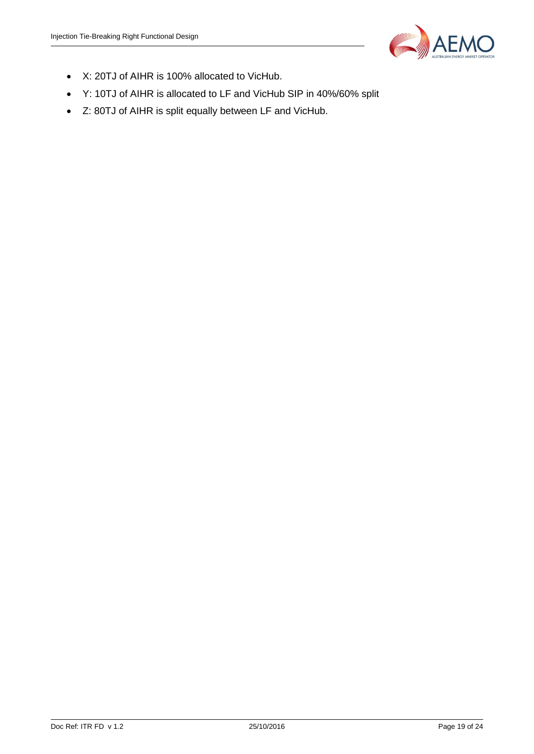- X: 20TJ of AIHR is 100% allocated to VicHub.
- Y: 10TJ of AIHR is allocated to LF and VicHub SIP in 40%/60% split
- Z: 80TJ of AIHR is split equally between LF and VicHub.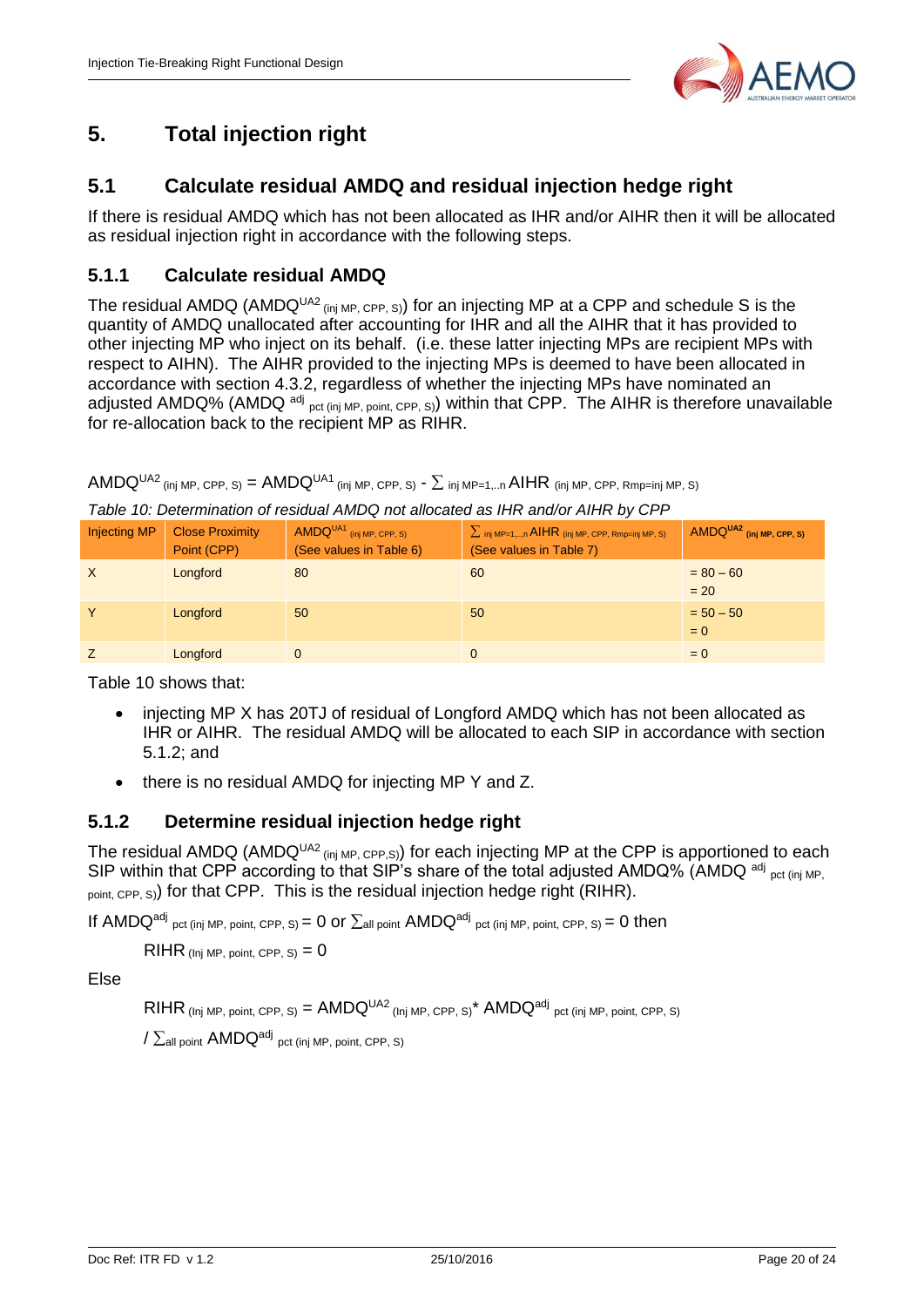# 5. Total injection right

## 5.1 Calculate residual AMDQ and residual injection hedge right

If there is residual AMDQ which has not been allocated as IHR and/or AIHR then it will be allocated as residual injection right in accordance with the following steps.

### 5.1.1 Calculate residual AMDQ

The residual AMDQ ($AMDQ^{UA2}_{(inj\ MP,\ CPP,\ S)}$) for an injecting MP at a CPP and schedule S is the quantity of AMDQ unallocated after accounting for IHR and all the AIHR that it has provided to other injecting MP who inject on its behalf. (i.e. these latter injecting MPs are recipient MPs with respect to AIHN). The AIHR provided to the injecting MPs is deemed to have been allocated in accordance with section 4.3.2, regardless of whether the injecting MPs have nominated an adjusted AMDQ% ($AMDQ^{adj}_{pct\ (inj\ MP,\ point,\ CPP,\ S)}$) within that CPP. The AIHR is therefore unavailable for re-allocation back to the recipient MP as RIHR.

$$AMDQ^{UA2}_{(inj\ MP,\ CPP,\ S)} = AMDQ^{UA1}_{(inj\ MP,\ CPP,\ S)} - \sum_{inj\ MP=1,..n} AIHR_{(inj\ MP,\ CPP,\ Rmp=inj\ MP,\ S)}$$

*Table 10: Determination of residual AMDQ not allocated as IHR and/or AIHR by CPP*

| Injecting MP | Close Proximity Point (CPP) | $AMDQ^{UA1}_{(inj\ MP,\ CPP,\ S)}$ (See values in Table 6) | $\sum_{inj\ MP=1,..,n} AIHR_{(inj\ MP,\ CPP,\ Rmp=inj\ MP,\ S)}$ (See values in Table 7) | $AMDQ^{UA2}_{(inj\ MP,\ CPP,\ S)}$ |
|---|---|---|---|---|
| X | Longford | 80 | 60 | = 80 – 60 = 20 |
| Y | Longford | 50 | 50 | = 50 – 50 = 0 |
| Z | Longford | 0 | 0 | = 0 |

Table 10 shows that:

- injecting MP X has 20TJ of residual of Longford AMDQ which has not been allocated as IHR or AIHR. The residual AMDQ will be allocated to each SIP in accordance with section 5.1.2; and
- there is no residual AMDQ for injecting MP Y and Z.

### 5.1.2 Determine residual injection hedge right

The residual AMDQ ($AMDQ^{UA2}_{(inj\ MP,\ CPP,S)}$) for each injecting MP at the CPP is apportioned to each SIP within that CPP according to that SIP's share of the total adjusted AMDQ% ($AMDQ^{adj}_{pct\ (inj\ MP,\ point,\ CPP,\ S)}$) for that CPP. This is the residual injection hedge right (RIHR).

If $AMDQ^{adj}_{pct\ (inj\ MP,\ point,\ CPP,\ S)} = 0$ or $\sum_{all\ point} AMDQ^{adj}_{pct\ (inj\ MP,\ point,\ CPP,\ S)} = 0$ then

$$RIHR_{(Inj\ MP,\ point,\ CPP,\ S)} = 0$$

Else

$$RIHR_{(Inj\ MP,\ point,\ CPP,\ S)} = AMDQ^{UA2}_{(Inj\ MP,\ CPP,\ S)} * AMDQ^{adj}_{pct\ (inj\ MP,\ point,\ CPP,\ S)} / \sum_{all\ point} AMDQ^{adj}_{pct\ (inj\ MP,\ point,\ CPP,\ S)}$$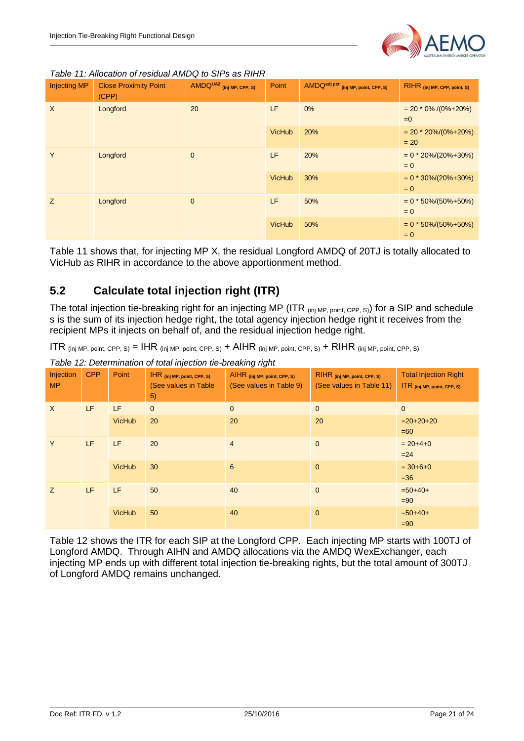*Table 11: Allocation of residual AMDQ to SIPs as RIHR*

| Injecting MP | Close Proximity Point (CPP) | $AMDQ^{UA2}$ $_{(inj\ MP,\ CPP,\ S)}$ | Point | $AMDQ^{adj\ pct}$ $_{(inj\ MP,\ point,\ CPP,\ S)}$ | RIHR $_{(inj\ MP,\ CPP,\ point,\ S)}$ |
|---|---|---|---|---|---|
| X | Longford | 20 | LF | 0% | = 20 * 0% /(0%+20%) =0 |
| | | | VicHub | 20% | = 20 * 20%/(0%+20%) = 20 |
| Y | Longford | 0 | LF | 20% | = 0 * 20%/(20%+30%) = 0 |
| | | | VicHub | 30% | = 0 * 30%/(20%+30%) = 0 |
| Z | Longford | 0 | LF | 50% | = 0 * 50%/(50%+50%) = 0 |
| | | | VicHub | 50% | = 0 * 50%/(50%+50%) = 0 |

Table 11 shows that, for injecting MP X, the residual Longford AMDQ of 20TJ is totally allocated to VicHub as RIHR in accordance to the above apportionment method.

## 5.2 Calculate total injection right (ITR)

The total injection tie-breaking right for an injecting MP (ITR $_{(inj\ MP,\ point,\ CPP,\ S)}$) for a SIP and schedule s is the sum of its injection hedge right, the total agency injection hedge right it receives from the recipient MPs it injects on behalf of, and the residual injection hedge right.

$$ITR_{(inj\ MP,\ point,\ CPP,\ S)} = IHR_{(inj\ MP,\ point,\ CPP,\ S)} + AIHR_{(inj\ MP,\ point,\ CPP,\ S)} + RIHR_{(inj\ MP,\ point,\ CPP,\ S)}$$

*Table 12: Determination of total injection tie-breaking right*

| Injection MP | CPP | Point | IHR $_{(inj\ MP,\ point,\ CPP,\ S)}$ (See values in Table 6) | AIHR $_{(inj\ MP,\ point,\ CPP,\ S)}$ (See values in Table 9) | RIHR $_{(inj\ MP,\ point,\ CPP,\ S)}$ (See values in Table 11) | Total Injection Right ITR $_{(inj\ MP,\ point,\ CPP,\ S)}$ |
|---|---|---|---|---|---|---|
| X | LF | LF | 0 | 0 | 0 | 0 |
| | | VicHub | 20 | 20 | 20 | =20+20+20 =60 |
| Y | LF | LF | 20 | 4 | 0 | = 20+4+0 =24 |
| | | VicHub | 30 | 6 | 0 | = 30+6+0 =36 |
| Z | LF | LF | 50 | 40 | 0 | =50+40+ =90 |
| | | VicHub | 50 | 40 | 0 | =50+40+ =90 |

Table 12 shows the ITR for each SIP at the Longford CPP. Each injecting MP starts with 100TJ of Longford AMDQ. Through AIHN and AMDQ allocations via the AMDQ WexExchanger, each injecting MP ends up with different total injection tie-breaking rights, but the total amount of 300TJ of Longford AMDQ remains unchanged.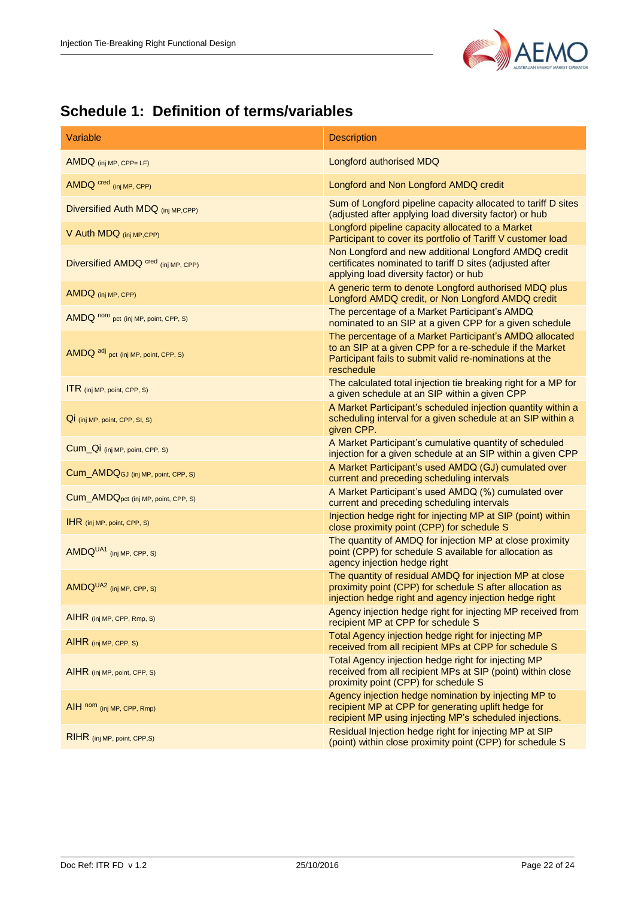# Schedule 1: Definition of terms/variables

| Variable | Description |
| --- | --- |
| $AMDQ_{(inj\ MP,\ CPP=LF)}$ | Longford authorised MDQ |
| $AMDQ^{cred}_{(inj\ MP,\ CPP)}$ | Longford and Non Longford AMDQ credit |
| Diversified Auth MDQ $_{(inj\ MP, CPP)}$ | Sum of Longford pipeline capacity allocated to tariff D sites (adjusted after applying load diversity factor) or hub |
| V Auth MDQ $_{(inj\ MP, CPP)}$ | Longford pipeline capacity allocated to a Market Participant to cover its portfolio of Tariff V customer load |
| Diversified AMDQ $^{cred}_{(inj\ MP,\ CPP)}$ | Non Longford and new additional Longford AMDQ credit certificates nominated to tariff D sites (adjusted after applying load diversity factor) or hub |
| $AMDQ_{(inj\ MP,\ CPP)}$ | A generic term to denote Longford authorised MDQ plus Longford AMDQ credit, or Non Longford AMDQ credit |
| $AMDQ^{nom}_{pct\ (inj\ MP,\ point,\ CPP,\ S)}$ | The percentage of a Market Participant's AMDQ nominated to an SIP at a given CPP for a given schedule |
| $AMDQ^{adj}_{pct\ (inj\ MP,\ point,\ CPP,\ S)}$ | The percentage of a Market Participant's AMDQ allocated to an SIP at a given CPP for a re-schedule if the Market Participant fails to submit valid re-nominations at the reschedule |
| $ITR_{(inj\ MP,\ point,\ CPP,\ S)}$ | The calculated total injection tie breaking right for a MP for a given schedule at an SIP within a given CPP |
| $Qi_{(inj\ MP,\ point,\ CPP,\ SI,\ S)}$ | A Market Participant's scheduled injection quantity within a scheduling interval for a given schedule at an SIP within a given CPP. |
| $Cum\_Qi_{(inj\ MP,\ point,\ CPP,\ S)}$ | A Market Participant's cumulative quantity of scheduled injection for a given schedule at an SIP within a given CPP |
| $Cum\_AMDQ_{GJ\ (inj\ MP,\ point,\ CPP,\ S)}$ | A Market Participant's used AMDQ (GJ) cumulated over current and preceding scheduling intervals |
| $Cum\_AMDQ_{pct\ (inj\ MP,\ point,\ CPP,\ S)}$ | A Market Participant's used AMDQ (%) cumulated over current and preceding scheduling intervals |
| $IHR_{(inj\ MP,\ point,\ CPP,\ S)}$ | Injection hedge right for injecting MP at SIP (point) within close proximity point (CPP) for schedule S |
| $AMDQ^{UA1}_{(inj\ MP,\ CPP,\ S)}$ | The quantity of AMDQ for injection MP at close proximity point (CPP) for schedule S available for allocation as agency injection hedge right |
| $AMDQ^{UA2}_{(inj\ MP,\ CPP,\ S)}$ | The quantity of residual AMDQ for injection MP at close proximity point (CPP) for schedule S after allocation as injection hedge right and agency injection hedge right |
| $AIHR_{(inj\ MP,\ CPP,\ Rmp,\ S)}$ | Agency injection hedge right for injecting MP received from recipient MP at CPP for schedule S |
| $AIHR_{(inj\ MP,\ CPP,\ S)}$ | Total Agency injection hedge right for injecting MP received from all recipient MPs at CPP for schedule S |
| $AIHR_{(inj\ MP,\ point,\ CPP,\ S)}$ | Total Agency injection hedge right for injecting MP received from all recipient MPs at SIP (point) within close proximity point (CPP) for schedule S |
| $AIH^{nom}_{(inj\ MP,\ CPP,\ Rmp)}$ | Agency injection hedge nomination by injecting MP to recipient MP at CPP for generating uplift hedge for recipient MP using injecting MP's scheduled injections. |
| $RIHR_{(inj\ MP,\ point,\ CPP,S)}$ | Residual Injection hedge right for injecting MP at SIP (point) within close proximity point (CPP) for schedule S |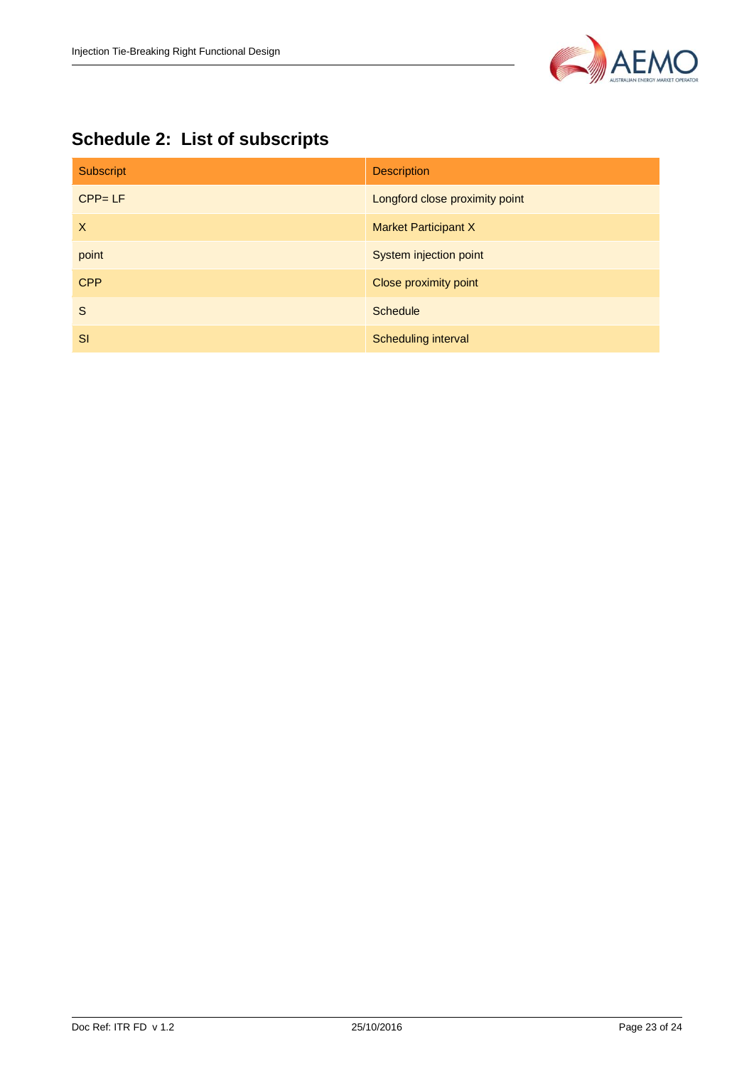## Schedule 2: List of subscripts

| Subscript | Description |
| --- | --- |
| CPP= LF | Longford close proximity point |
| X | Market Participant X |
| point | System injection point |
| CPP | Close proximity point |
| S | Schedule |
| SI | Scheduling interval |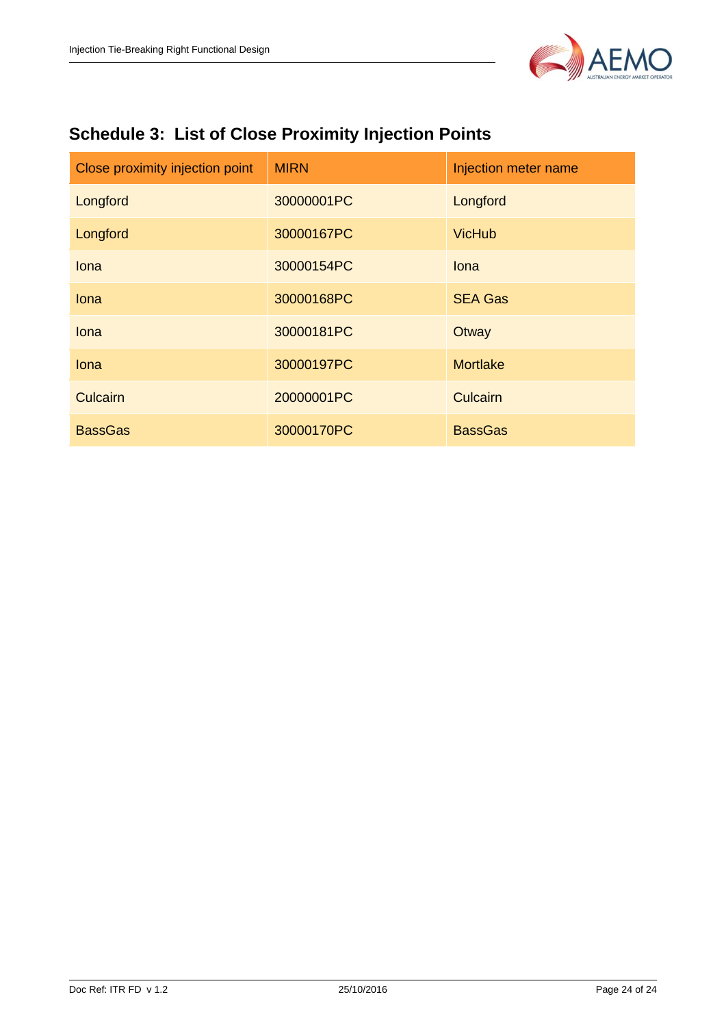## Schedule 3: List of Close Proximity Injection Points

| Close proximity injection point | MIRN | Injection meter name |
|---|---|---|
| Longford | 30000001PC | Longford |
| Longford | 30000167PC | VicHub |
| Iona | 30000154PC | Iona |
| Iona | 30000168PC | SEA Gas |
| Iona | 30000181PC | Otway |
| Iona | 30000197PC | Mortlake |
| Culcairn | 20000001PC | Culcairn |
| BassGas | 30000170PC | BassGas |